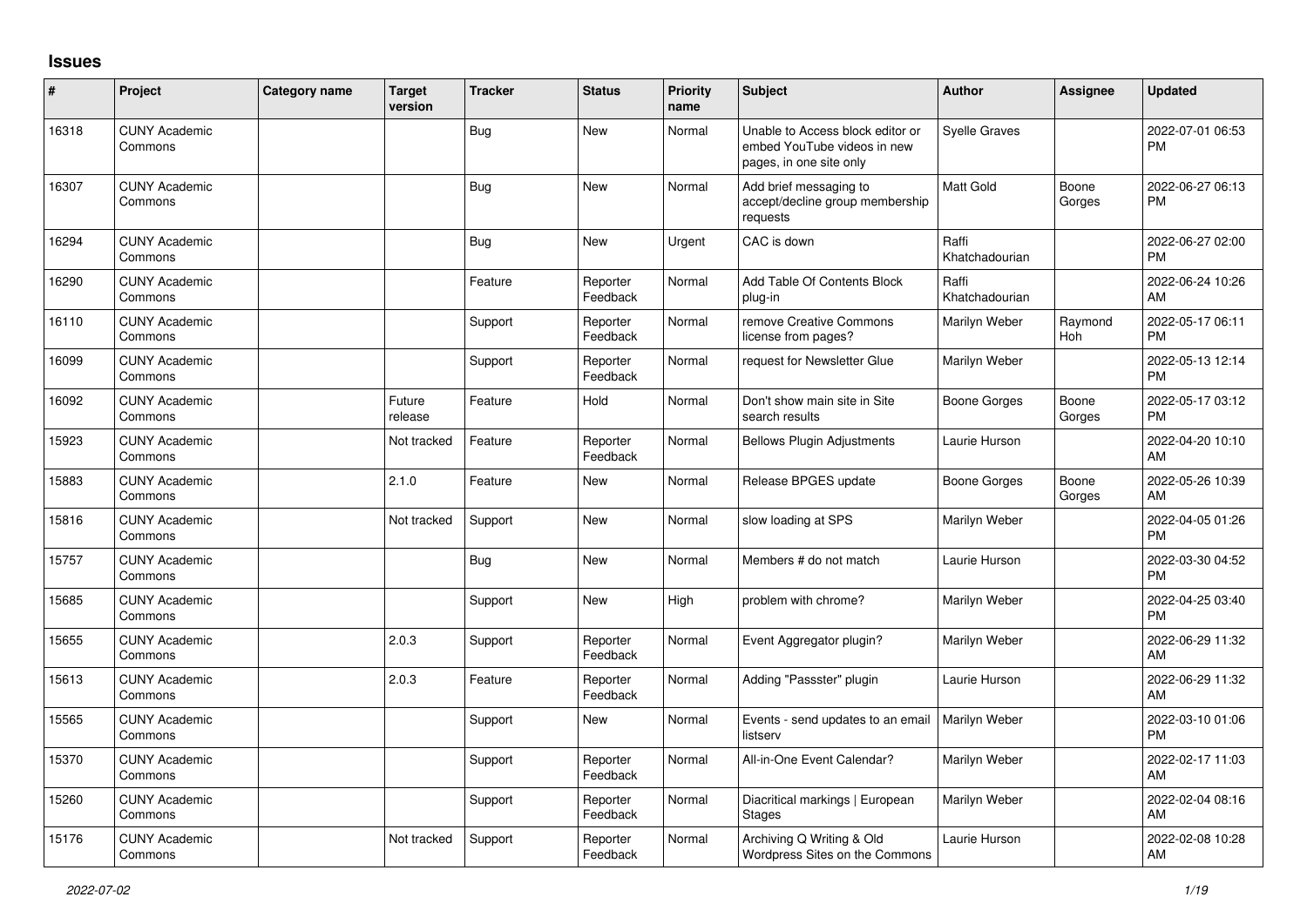## Issues

| # | Project | Category name | Target version | Tracker | Status | Priority name | Subject | Author | Assignee | Updated |
|---|---|---|---|---|---|---|---|---|---|---|
| 16318 | CUNY Academic Commons | | | Bug | New | Normal | Unable to Access block editor or embed YouTube videos in new pages, in one site only | Syelle Graves | | 2022-07-01 06:53 PM |
| 16307 | CUNY Academic Commons | | | Bug | New | Normal | Add brief messaging to accept/decline group membership requests | Matt Gold | Boone Gorges | 2022-06-27 06:13 PM |
| 16294 | CUNY Academic Commons | | | Bug | New | Urgent | CAC is down | Raffi Khatchadourian | | 2022-06-27 02:00 PM |
| 16290 | CUNY Academic Commons | | | Feature | Reporter Feedback | Normal | Add Table Of Contents Block plug-in | Raffi Khatchadourian | | 2022-06-24 10:26 AM |
| 16110 | CUNY Academic Commons | | | Support | Reporter Feedback | Normal | remove Creative Commons license from pages? | Marilyn Weber | Raymond Hoh | 2022-05-17 06:11 PM |
| 16099 | CUNY Academic Commons | | | Support | Reporter Feedback | Normal | request for Newsletter Glue | Marilyn Weber | | 2022-05-13 12:14 PM |
| 16092 | CUNY Academic Commons | | Future release | Feature | Hold | Normal | Don't show main site in Site search results | Boone Gorges | Boone Gorges | 2022-05-17 03:12 PM |
| 15923 | CUNY Academic Commons | | Not tracked | Feature | Reporter Feedback | Normal | Bellows Plugin Adjustments | Laurie Hurson | | 2022-04-20 10:10 AM |
| 15883 | CUNY Academic Commons | | 2.1.0 | Feature | New | Normal | Release BPGES update | Boone Gorges | Boone Gorges | 2022-05-26 10:39 AM |
| 15816 | CUNY Academic Commons | | Not tracked | Support | New | Normal | slow loading at SPS | Marilyn Weber | | 2022-04-05 01:26 PM |
| 15757 | CUNY Academic Commons | | | Bug | New | Normal | Members # do not match | Laurie Hurson | | 2022-03-30 04:52 PM |
| 15685 | CUNY Academic Commons | | | Support | New | High | problem with chrome? | Marilyn Weber | | 2022-04-25 03:40 PM |
| 15655 | CUNY Academic Commons | | 2.0.3 | Support | Reporter Feedback | Normal | Event Aggregator plugin? | Marilyn Weber | | 2022-06-29 11:32 AM |
| 15613 | CUNY Academic Commons | | 2.0.3 | Feature | Reporter Feedback | Normal | Adding "Passster" plugin | Laurie Hurson | | 2022-06-29 11:32 AM |
| 15565 | CUNY Academic Commons | | | Support | New | Normal | Events - send updates to an email listserv | Marilyn Weber | | 2022-03-10 01:06 PM |
| 15370 | CUNY Academic Commons | | | Support | Reporter Feedback | Normal | All-in-One Event Calendar? | Marilyn Weber | | 2022-02-17 11:03 AM |
| 15260 | CUNY Academic Commons | | | Support | Reporter Feedback | Normal | Diacritical markings \| European Stages | Marilyn Weber | | 2022-02-04 08:16 AM |
| 15176 | CUNY Academic Commons | | Not tracked | Support | Reporter Feedback | Normal | Archiving Q Writing & Old Wordpress Sites on the Commons | Laurie Hurson | | 2022-02-08 10:28 AM |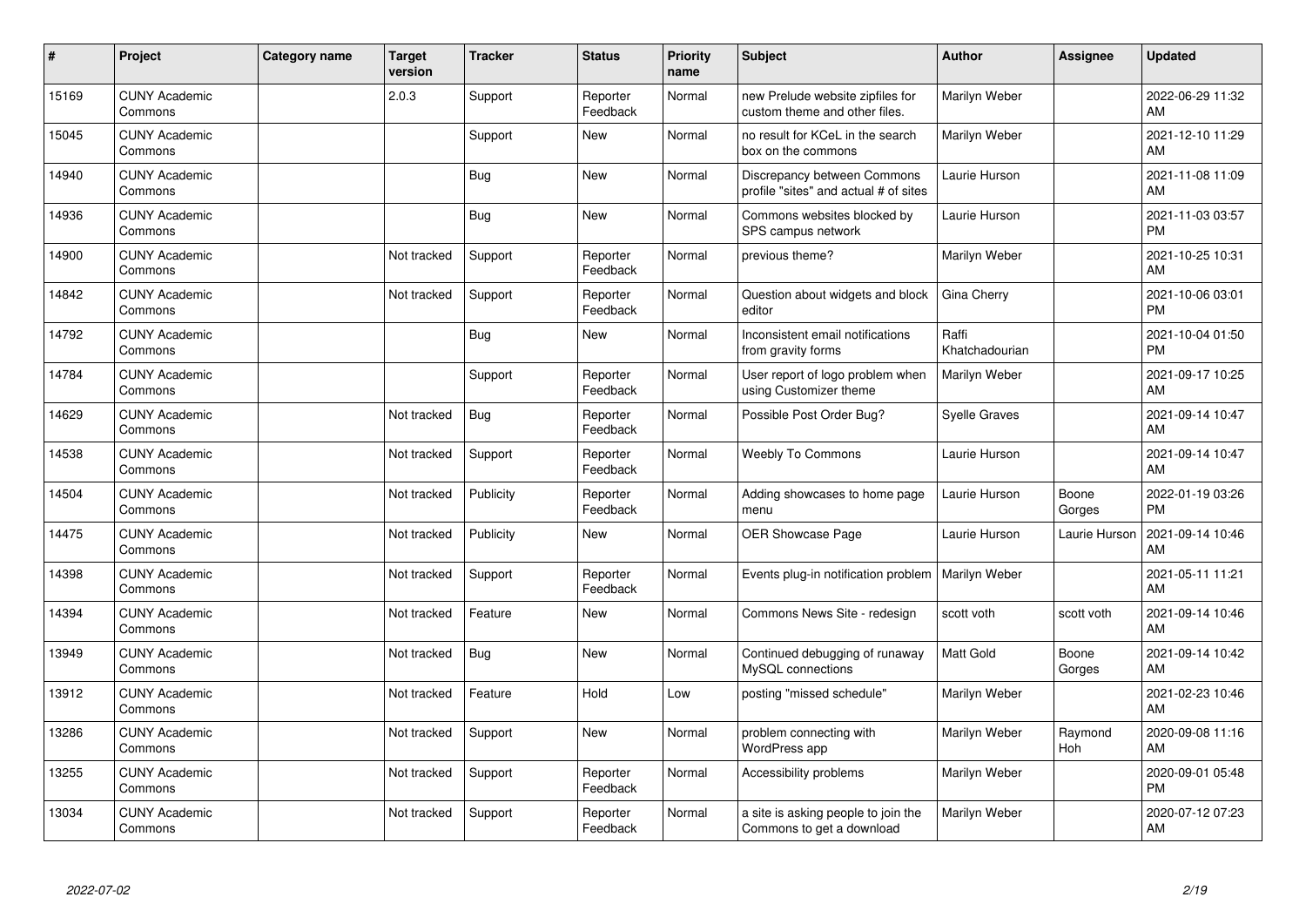| # | Project | Category name | Target version | Tracker | Status | Priority name | Subject | Author | Assignee | Updated |
|---|---|---|---|---|---|---|---|---|---|---|
| 15169 | CUNY Academic Commons | | 2.0.3 | Support | Reporter Feedback | Normal | new Prelude website zipfiles for custom theme and other files. | Marilyn Weber | | 2022-06-29 11:32 AM |
| 15045 | CUNY Academic Commons | | | Support | New | Normal | no result for KCeL in the search box on the commons | Marilyn Weber | | 2021-12-10 11:29 AM |
| 14940 | CUNY Academic Commons | | | Bug | New | Normal | Discrepancy between Commons profile "sites" and actual # of sites | Laurie Hurson | | 2021-11-08 11:09 AM |
| 14936 | CUNY Academic Commons | | | Bug | New | Normal | Commons websites blocked by SPS campus network | Laurie Hurson | | 2021-11-03 03:57 PM |
| 14900 | CUNY Academic Commons | | Not tracked | Support | Reporter Feedback | Normal | previous theme? | Marilyn Weber | | 2021-10-25 10:31 AM |
| 14842 | CUNY Academic Commons | | Not tracked | Support | Reporter Feedback | Normal | Question about widgets and block editor | Gina Cherry | | 2021-10-06 03:01 PM |
| 14792 | CUNY Academic Commons | | | Bug | New | Normal | Inconsistent email notifications from gravity forms | Raffi Khatchadourian | | 2021-10-04 01:50 PM |
| 14784 | CUNY Academic Commons | | | Support | Reporter Feedback | Normal | User report of logo problem when using Customizer theme | Marilyn Weber | | 2021-09-17 10:25 AM |
| 14629 | CUNY Academic Commons | | Not tracked | Bug | Reporter Feedback | Normal | Possible Post Order Bug? | Syelle Graves | | 2021-09-14 10:47 AM |
| 14538 | CUNY Academic Commons | | Not tracked | Support | Reporter Feedback | Normal | Weebly To Commons | Laurie Hurson | | 2021-09-14 10:47 AM |
| 14504 | CUNY Academic Commons | | Not tracked | Publicity | Reporter Feedback | Normal | Adding showcases to home page menu | Laurie Hurson | Boone Gorges | 2022-01-19 03:26 PM |
| 14475 | CUNY Academic Commons | | Not tracked | Publicity | New | Normal | OER Showcase Page | Laurie Hurson | Laurie Hurson | 2021-09-14 10:46 AM |
| 14398 | CUNY Academic Commons | | Not tracked | Support | Reporter Feedback | Normal | Events plug-in notification problem | Marilyn Weber | | 2021-05-11 11:21 AM |
| 14394 | CUNY Academic Commons | | Not tracked | Feature | New | Normal | Commons News Site - redesign | scott voth | scott voth | 2021-09-14 10:46 AM |
| 13949 | CUNY Academic Commons | | Not tracked | Bug | New | Normal | Continued debugging of runaway MySQL connections | Matt Gold | Boone Gorges | 2021-09-14 10:42 AM |
| 13912 | CUNY Academic Commons | | Not tracked | Feature | Hold | Low | posting "missed schedule" | Marilyn Weber | | 2021-02-23 10:46 AM |
| 13286 | CUNY Academic Commons | | Not tracked | Support | New | Normal | problem connecting with WordPress app | Marilyn Weber | Raymond Hoh | 2020-09-08 11:16 AM |
| 13255 | CUNY Academic Commons | | Not tracked | Support | Reporter Feedback | Normal | Accessibility problems | Marilyn Weber | | 2020-09-01 05:48 PM |
| 13034 | CUNY Academic Commons | | Not tracked | Support | Reporter Feedback | Normal | a site is asking people to join the Commons to get a download | Marilyn Weber | | 2020-07-12 07:23 AM |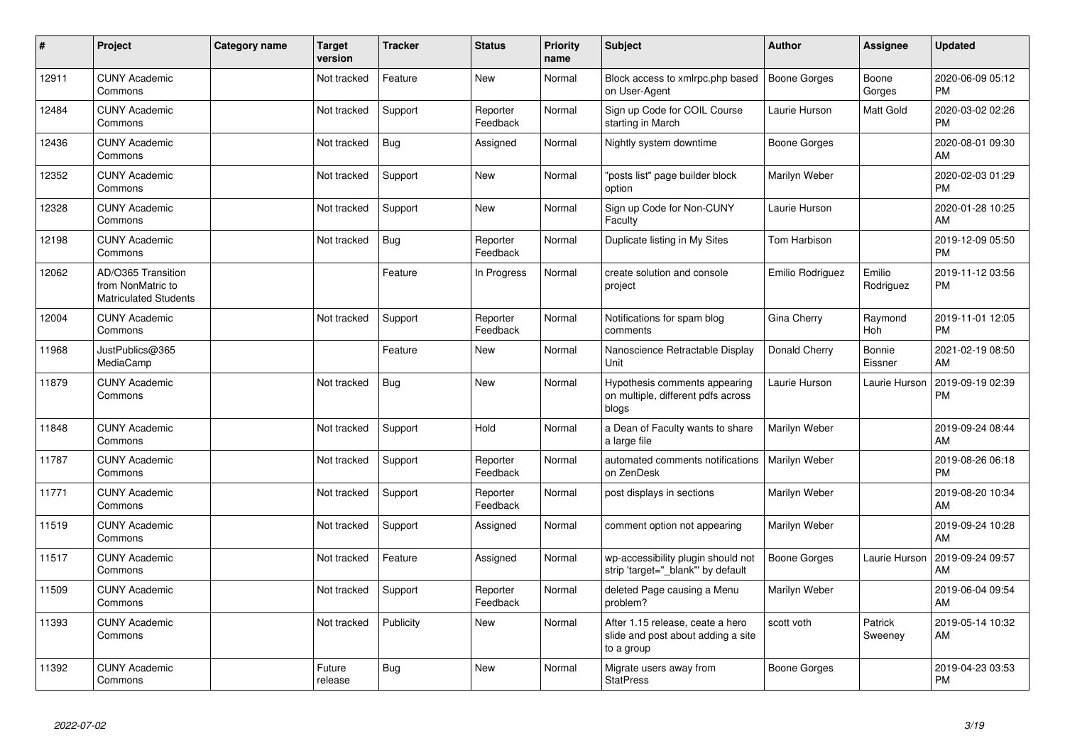| # | Project | Category name | Target version | Tracker | Status | Priority name | Subject | Author | Assignee | Updated |
|---|---|---|---|---|---|---|---|---|---|---|
| 12911 | CUNY Academic Commons | | Not tracked | Feature | New | Normal | Block access to xmlrpc.php based on User-Agent | Boone Gorges | Boone Gorges | 2020-06-09 05:12 PM |
| 12484 | CUNY Academic Commons | | Not tracked | Support | Reporter Feedback | Normal | Sign up Code for COIL Course starting in March | Laurie Hurson | Matt Gold | 2020-03-02 02:26 PM |
| 12436 | CUNY Academic Commons | | Not tracked | Bug | Assigned | Normal | Nightly system downtime | Boone Gorges | | 2020-08-01 09:30 AM |
| 12352 | CUNY Academic Commons | | Not tracked | Support | New | Normal | "posts list" page builder block option | Marilyn Weber | | 2020-02-03 01:29 PM |
| 12328 | CUNY Academic Commons | | Not tracked | Support | New | Normal | Sign up Code for Non-CUNY Faculty | Laurie Hurson | | 2020-01-28 10:25 AM |
| 12198 | CUNY Academic Commons | | Not tracked | Bug | Reporter Feedback | Normal | Duplicate listing in My Sites | Tom Harbison | | 2019-12-09 05:50 PM |
| 12062 | AD/O365 Transition from NonMatric to Matriculated Students | | | Feature | In Progress | Normal | create solution and console project | Emilio Rodriguez | Emilio Rodriguez | 2019-11-12 03:56 PM |
| 12004 | CUNY Academic Commons | | Not tracked | Support | Reporter Feedback | Normal | Notifications for spam blog comments | Gina Cherry | Raymond Hoh | 2019-11-01 12:05 PM |
| 11968 | JustPublics@365 MediaCamp | | | Feature | New | Normal | Nanoscience Retractable Display Unit | Donald Cherry | Bonnie Eissner | 2021-02-19 08:50 AM |
| 11879 | CUNY Academic Commons | | Not tracked | Bug | New | Normal | Hypothesis comments appearing on multiple, different pdfs across blogs | Laurie Hurson | Laurie Hurson | 2019-09-19 02:39 PM |
| 11848 | CUNY Academic Commons | | Not tracked | Support | Hold | Normal | a Dean of Faculty wants to share a large file | Marilyn Weber | | 2019-09-24 08:44 AM |
| 11787 | CUNY Academic Commons | | Not tracked | Support | Reporter Feedback | Normal | automated comments notifications on ZenDesk | Marilyn Weber | | 2019-08-26 06:18 PM |
| 11771 | CUNY Academic Commons | | Not tracked | Support | Reporter Feedback | Normal | post displays in sections | Marilyn Weber | | 2019-08-20 10:34 AM |
| 11519 | CUNY Academic Commons | | Not tracked | Support | Assigned | Normal | comment option not appearing | Marilyn Weber | | 2019-09-24 10:28 AM |
| 11517 | CUNY Academic Commons | | Not tracked | Feature | Assigned | Normal | wp-accessibility plugin should not strip 'target="_blank"' by default | Boone Gorges | Laurie Hurson | 2019-09-24 09:57 AM |
| 11509 | CUNY Academic Commons | | Not tracked | Support | Reporter Feedback | Normal | deleted Page causing a Menu problem? | Marilyn Weber | | 2019-06-04 09:54 AM |
| 11393 | CUNY Academic Commons | | Not tracked | Publicity | New | Normal | After 1.15 release, ceate a hero slide and post about adding a site to a group | scott voth | Patrick Sweeney | 2019-05-14 10:32 AM |
| 11392 | CUNY Academic Commons | | Future release | Bug | New | Normal | Migrate users away from StatPress | Boone Gorges | | 2019-04-23 03:53 PM |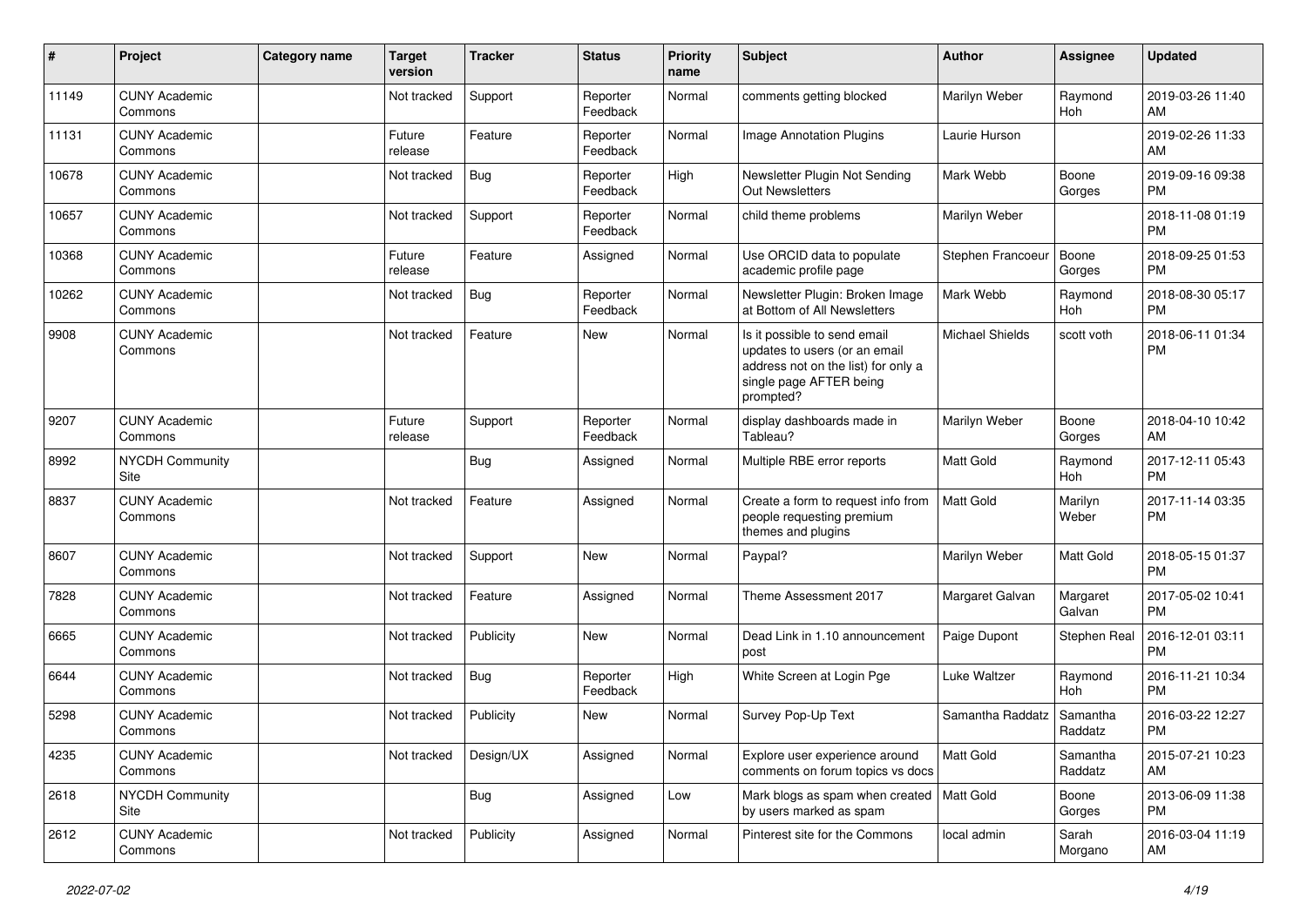| # | Project | Category name | Target version | Tracker | Status | Priority name | Subject | Author | Assignee | Updated |
|---|---|---|---|---|---|---|---|---|---|---|
| 11149 | CUNY Academic Commons | | Not tracked | Support | Reporter Feedback | Normal | comments getting blocked | Marilyn Weber | Raymond Hoh | 2019-03-26 11:40 AM |
| 11131 | CUNY Academic Commons | | Future release | Feature | Reporter Feedback | Normal | Image Annotation Plugins | Laurie Hurson | | 2019-02-26 11:33 AM |
| 10678 | CUNY Academic Commons | | Not tracked | Bug | Reporter Feedback | High | Newsletter Plugin Not Sending Out Newsletters | Mark Webb | Boone Gorges | 2019-09-16 09:38 PM |
| 10657 | CUNY Academic Commons | | Not tracked | Support | Reporter Feedback | Normal | child theme problems | Marilyn Weber | | 2018-11-08 01:19 PM |
| 10368 | CUNY Academic Commons | | Future release | Feature | Assigned | Normal | Use ORCID data to populate academic profile page | Stephen Francoeur | Boone Gorges | 2018-09-25 01:53 PM |
| 10262 | CUNY Academic Commons | | Not tracked | Bug | Reporter Feedback | Normal | Newsletter Plugin: Broken Image at Bottom of All Newsletters | Mark Webb | Raymond Hoh | 2018-08-30 05:17 PM |
| 9908 | CUNY Academic Commons | | Not tracked | Feature | New | Normal | Is it possible to send email updates to users (or an email address not on the list) for only a single page AFTER being prompted? | Michael Shields | scott voth | 2018-06-11 01:34 PM |
| 9207 | CUNY Academic Commons | | Future release | Support | Reporter Feedback | Normal | display dashboards made in Tableau? | Marilyn Weber | Boone Gorges | 2018-04-10 10:42 AM |
| 8992 | NYCDH Community Site | | | Bug | Assigned | Normal | Multiple RBE error reports | Matt Gold | Raymond Hoh | 2017-12-11 05:43 PM |
| 8837 | CUNY Academic Commons | | Not tracked | Feature | Assigned | Normal | Create a form to request info from people requesting premium themes and plugins | Matt Gold | Marilyn Weber | 2017-11-14 03:35 PM |
| 8607 | CUNY Academic Commons | | Not tracked | Support | New | Normal | Paypal? | Marilyn Weber | Matt Gold | 2018-05-15 01:37 PM |
| 7828 | CUNY Academic Commons | | Not tracked | Feature | Assigned | Normal | Theme Assessment 2017 | Margaret Galvan | Margaret Galvan | 2017-05-02 10:41 PM |
| 6665 | CUNY Academic Commons | | Not tracked | Publicity | New | Normal | Dead Link in 1.10 announcement post | Paige Dupont | Stephen Real | 2016-12-01 03:11 PM |
| 6644 | CUNY Academic Commons | | Not tracked | Bug | Reporter Feedback | High | White Screen at Login Pge | Luke Waltzer | Raymond Hoh | 2016-11-21 10:34 PM |
| 5298 | CUNY Academic Commons | | Not tracked | Publicity | New | Normal | Survey Pop-Up Text | Samantha Raddatz | Samantha Raddatz | 2016-03-22 12:27 PM |
| 4235 | CUNY Academic Commons | | Not tracked | Design/UX | Assigned | Normal | Explore user experience around comments on forum topics vs docs | Matt Gold | Samantha Raddatz | 2015-07-21 10:23 AM |
| 2618 | NYCDH Community Site | | | Bug | Assigned | Low | Mark blogs as spam when created by users marked as spam | Matt Gold | Boone Gorges | 2013-06-09 11:38 PM |
| 2612 | CUNY Academic Commons | | Not tracked | Publicity | Assigned | Normal | Pinterest site for the Commons | local admin | Sarah Morgano | 2016-03-04 11:19 AM |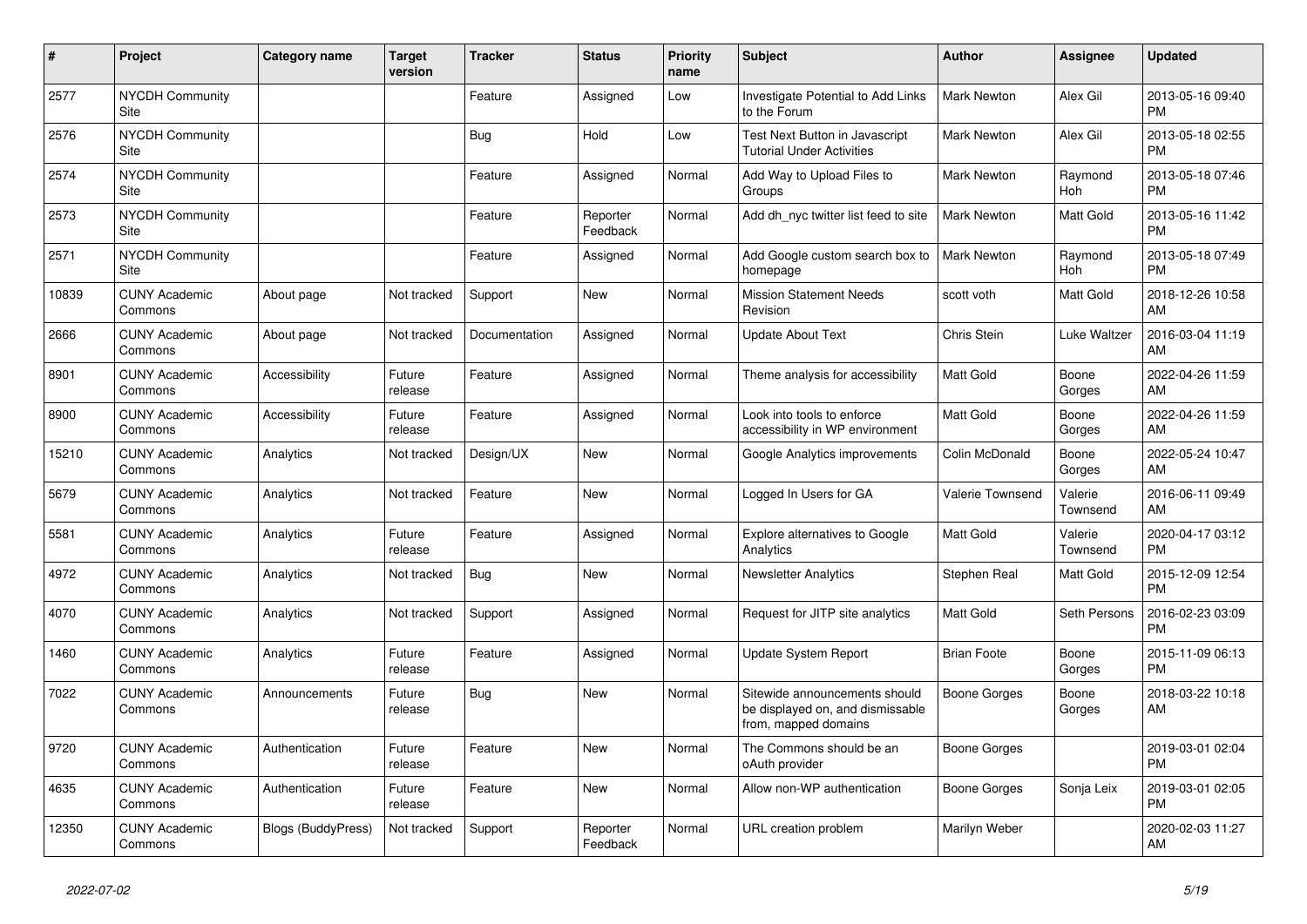| # | Project | Category name | Target version | Tracker | Status | Priority name | Subject | Author | Assignee | Updated |
|---|---|---|---|---|---|---|---|---|---|---|
| 2577 | NYCDH Community Site | | | Feature | Assigned | Low | Investigate Potential to Add Links to the Forum | Mark Newton | Alex Gil | 2013-05-16 09:40 PM |
| 2576 | NYCDH Community Site | | | Bug | Hold | Low | Test Next Button in Javascript Tutorial Under Activities | Mark Newton | Alex Gil | 2013-05-18 02:55 PM |
| 2574 | NYCDH Community Site | | | Feature | Assigned | Normal | Add Way to Upload Files to Groups | Mark Newton | Raymond Hoh | 2013-05-18 07:46 PM |
| 2573 | NYCDH Community Site | | | Feature | Reporter Feedback | Normal | Add dh_nyc twitter list feed to site | Mark Newton | Matt Gold | 2013-05-16 11:42 PM |
| 2571 | NYCDH Community Site | | | Feature | Assigned | Normal | Add Google custom search box to homepage | Mark Newton | Raymond Hoh | 2013-05-18 07:49 PM |
| 10839 | CUNY Academic Commons | About page | Not tracked | Support | New | Normal | Mission Statement Needs Revision | scott voth | Matt Gold | 2018-12-26 10:58 AM |
| 2666 | CUNY Academic Commons | About page | Not tracked | Documentation | Assigned | Normal | Update About Text | Chris Stein | Luke Waltzer | 2016-03-04 11:19 AM |
| 8901 | CUNY Academic Commons | Accessibility | Future release | Feature | Assigned | Normal | Theme analysis for accessibility | Matt Gold | Boone Gorges | 2022-04-26 11:59 AM |
| 8900 | CUNY Academic Commons | Accessibility | Future release | Feature | Assigned | Normal | Look into tools to enforce accessibility in WP environment | Matt Gold | Boone Gorges | 2022-04-26 11:59 AM |
| 15210 | CUNY Academic Commons | Analytics | Not tracked | Design/UX | New | Normal | Google Analytics improvements | Colin McDonald | Boone Gorges | 2022-05-24 10:47 AM |
| 5679 | CUNY Academic Commons | Analytics | Not tracked | Feature | New | Normal | Logged In Users for GA | Valerie Townsend | Valerie Townsend | 2016-06-11 09:49 AM |
| 5581 | CUNY Academic Commons | Analytics | Future release | Feature | Assigned | Normal | Explore alternatives to Google Analytics | Matt Gold | Valerie Townsend | 2020-04-17 03:12 PM |
| 4972 | CUNY Academic Commons | Analytics | Not tracked | Bug | New | Normal | Newsletter Analytics | Stephen Real | Matt Gold | 2015-12-09 12:54 PM |
| 4070 | CUNY Academic Commons | Analytics | Not tracked | Support | Assigned | Normal | Request for JITP site analytics | Matt Gold | Seth Persons | 2016-02-23 03:09 PM |
| 1460 | CUNY Academic Commons | Analytics | Future release | Feature | Assigned | Normal | Update System Report | Brian Foote | Boone Gorges | 2015-11-09 06:13 PM |
| 7022 | CUNY Academic Commons | Announcements | Future release | Bug | New | Normal | Sitewide announcements should be displayed on, and dismissable from, mapped domains | Boone Gorges | Boone Gorges | 2018-03-22 10:18 AM |
| 9720 | CUNY Academic Commons | Authentication | Future release | Feature | New | Normal | The Commons should be an oAuth provider | Boone Gorges | | 2019-03-01 02:04 PM |
| 4635 | CUNY Academic Commons | Authentication | Future release | Feature | New | Normal | Allow non-WP authentication | Boone Gorges | Sonja Leix | 2019-03-01 02:05 PM |
| 12350 | CUNY Academic Commons | Blogs (BuddyPress) | Not tracked | Support | Reporter Feedback | Normal | URL creation problem | Marilyn Weber | | 2020-02-03 11:27 AM |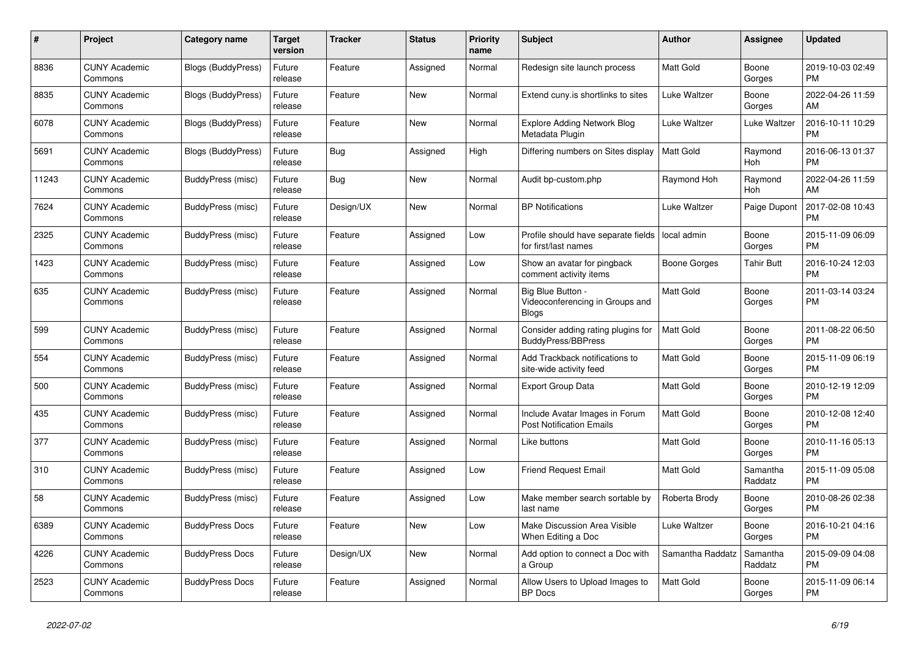| # | Project | Category name | Target version | Tracker | Status | Priority name | Subject | Author | Assignee | Updated |
|---|---|---|---|---|---|---|---|---|---|---|
| 8836 | CUNY Academic Commons | Blogs (BuddyPress) | Future release | Feature | Assigned | Normal | Redesign site launch process | Matt Gold | Boone Gorges | 2019-10-03 02:49 PM |
| 8835 | CUNY Academic Commons | Blogs (BuddyPress) | Future release | Feature | New | Normal | Extend cuny.is shortlinks to sites | Luke Waltzer | Boone Gorges | 2022-04-26 11:59 AM |
| 6078 | CUNY Academic Commons | Blogs (BuddyPress) | Future release | Feature | New | Normal | Explore Adding Network Blog Metadata Plugin | Luke Waltzer | Luke Waltzer | 2016-10-11 10:29 PM |
| 5691 | CUNY Academic Commons | Blogs (BuddyPress) | Future release | Bug | Assigned | High | Differing numbers on Sites display | Matt Gold | Raymond Hoh | 2016-06-13 01:37 PM |
| 11243 | CUNY Academic Commons | BuddyPress (misc) | Future release | Bug | New | Normal | Audit bp-custom.php | Raymond Hoh | Raymond Hoh | 2022-04-26 11:59 AM |
| 7624 | CUNY Academic Commons | BuddyPress (misc) | Future release | Design/UX | New | Normal | BP Notifications | Luke Waltzer | Paige Dupont | 2017-02-08 10:43 PM |
| 2325 | CUNY Academic Commons | BuddyPress (misc) | Future release | Feature | Assigned | Low | Profile should have separate fields for first/last names | local admin | Boone Gorges | 2015-11-09 06:09 PM |
| 1423 | CUNY Academic Commons | BuddyPress (misc) | Future release | Feature | Assigned | Low | Show an avatar for pingback comment activity items | Boone Gorges | Tahir Butt | 2016-10-24 12:03 PM |
| 635 | CUNY Academic Commons | BuddyPress (misc) | Future release | Feature | Assigned | Normal | Big Blue Button - Videoconferencing in Groups and Blogs | Matt Gold | Boone Gorges | 2011-03-14 03:24 PM |
| 599 | CUNY Academic Commons | BuddyPress (misc) | Future release | Feature | Assigned | Normal | Consider adding rating plugins for BuddyPress/BBPress | Matt Gold | Boone Gorges | 2011-08-22 06:50 PM |
| 554 | CUNY Academic Commons | BuddyPress (misc) | Future release | Feature | Assigned | Normal | Add Trackback notifications to site-wide activity feed | Matt Gold | Boone Gorges | 2015-11-09 06:19 PM |
| 500 | CUNY Academic Commons | BuddyPress (misc) | Future release | Feature | Assigned | Normal | Export Group Data | Matt Gold | Boone Gorges | 2010-12-19 12:09 PM |
| 435 | CUNY Academic Commons | BuddyPress (misc) | Future release | Feature | Assigned | Normal | Include Avatar Images in Forum Post Notification Emails | Matt Gold | Boone Gorges | 2010-12-08 12:40 PM |
| 377 | CUNY Academic Commons | BuddyPress (misc) | Future release | Feature | Assigned | Normal | Like buttons | Matt Gold | Boone Gorges | 2010-11-16 05:13 PM |
| 310 | CUNY Academic Commons | BuddyPress (misc) | Future release | Feature | Assigned | Low | Friend Request Email | Matt Gold | Samantha Raddatz | 2015-11-09 05:08 PM |
| 58 | CUNY Academic Commons | BuddyPress (misc) | Future release | Feature | Assigned | Low | Make member search sortable by last name | Roberta Brody | Boone Gorges | 2010-08-26 02:38 PM |
| 6389 | CUNY Academic Commons | BuddyPress Docs | Future release | Feature | New | Low | Make Discussion Area Visible When Editing a Doc | Luke Waltzer | Boone Gorges | 2016-10-21 04:16 PM |
| 4226 | CUNY Academic Commons | BuddyPress Docs | Future release | Design/UX | New | Normal | Add option to connect a Doc with a Group | Samantha Raddatz | Samantha Raddatz | 2015-09-09 04:08 PM |
| 2523 | CUNY Academic Commons | BuddyPress Docs | Future release | Feature | Assigned | Normal | Allow Users to Upload Images to BP Docs | Matt Gold | Boone Gorges | 2015-11-09 06:14 PM |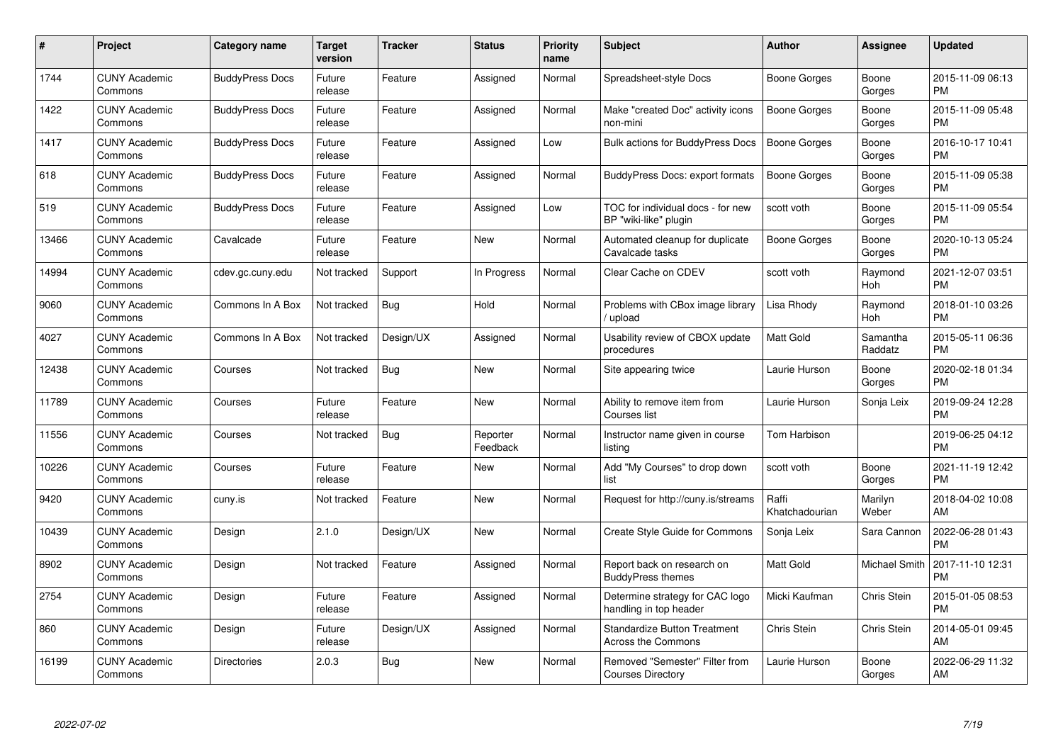| # | Project | Category name | Target version | Tracker | Status | Priority name | Subject | Author | Assignee | Updated |
|---|---|---|---|---|---|---|---|---|---|---|
| 1744 | CUNY Academic Commons | BuddyPress Docs | Future release | Feature | Assigned | Normal | Spreadsheet-style Docs | Boone Gorges | Boone Gorges | 2015-11-09 06:13 PM |
| 1422 | CUNY Academic Commons | BuddyPress Docs | Future release | Feature | Assigned | Normal | Make "created Doc" activity icons non-mini | Boone Gorges | Boone Gorges | 2015-11-09 05:48 PM |
| 1417 | CUNY Academic Commons | BuddyPress Docs | Future release | Feature | Assigned | Low | Bulk actions for BuddyPress Docs | Boone Gorges | Boone Gorges | 2016-10-17 10:41 PM |
| 618 | CUNY Academic Commons | BuddyPress Docs | Future release | Feature | Assigned | Normal | BuddyPress Docs: export formats | Boone Gorges | Boone Gorges | 2015-11-09 05:38 PM |
| 519 | CUNY Academic Commons | BuddyPress Docs | Future release | Feature | Assigned | Low | TOC for individual docs - for new BP "wiki-like" plugin | scott voth | Boone Gorges | 2015-11-09 05:54 PM |
| 13466 | CUNY Academic Commons | Cavalcade | Future release | Feature | New | Normal | Automated cleanup for duplicate Cavalcade tasks | Boone Gorges | Boone Gorges | 2020-10-13 05:24 PM |
| 14994 | CUNY Academic Commons | cdev.gc.cuny.edu | Not tracked | Support | In Progress | Normal | Clear Cache on CDEV | scott voth | Raymond Hoh | 2021-12-07 03:51 PM |
| 9060 | CUNY Academic Commons | Commons In A Box | Not tracked | Bug | Hold | Normal | Problems with CBox image library / upload | Lisa Rhody | Raymond Hoh | 2018-01-10 03:26 PM |
| 4027 | CUNY Academic Commons | Commons In A Box | Not tracked | Design/UX | Assigned | Normal | Usability review of CBOX update procedures | Matt Gold | Samantha Raddatz | 2015-05-11 06:36 PM |
| 12438 | CUNY Academic Commons | Courses | Not tracked | Bug | New | Normal | Site appearing twice | Laurie Hurson | Boone Gorges | 2020-02-18 01:34 PM |
| 11789 | CUNY Academic Commons | Courses | Future release | Feature | New | Normal | Ability to remove item from Courses list | Laurie Hurson | Sonja Leix | 2019-09-24 12:28 PM |
| 11556 | CUNY Academic Commons | Courses | Not tracked | Bug | Reporter Feedback | Normal | Instructor name given in course listing | Tom Harbison | | 2019-06-25 04:12 PM |
| 10226 | CUNY Academic Commons | Courses | Future release | Feature | New | Normal | Add "My Courses" to drop down list | scott voth | Boone Gorges | 2021-11-19 12:42 PM |
| 9420 | CUNY Academic Commons | cuny.is | Not tracked | Feature | New | Normal | Request for http://cuny.is/streams | Raffi Khatchadourian | Marilyn Weber | 2018-04-02 10:08 AM |
| 10439 | CUNY Academic Commons | Design | 2.1.0 | Design/UX | New | Normal | Create Style Guide for Commons | Sonja Leix | Sara Cannon | 2022-06-28 01:43 PM |
| 8902 | CUNY Academic Commons | Design | Not tracked | Feature | Assigned | Normal | Report back on research on BuddyPress themes | Matt Gold | Michael Smith | 2017-11-10 12:31 PM |
| 2754 | CUNY Academic Commons | Design | Future release | Feature | Assigned | Normal | Determine strategy for CAC logo handling in top header | Micki Kaufman | Chris Stein | 2015-01-05 08:53 PM |
| 860 | CUNY Academic Commons | Design | Future release | Design/UX | Assigned | Normal | Standardize Button Treatment Across the Commons | Chris Stein | Chris Stein | 2014-05-01 09:45 AM |
| 16199 | CUNY Academic Commons | Directories | 2.0.3 | Bug | New | Normal | Removed "Semester" Filter from Courses Directory | Laurie Hurson | Boone Gorges | 2022-06-29 11:32 AM |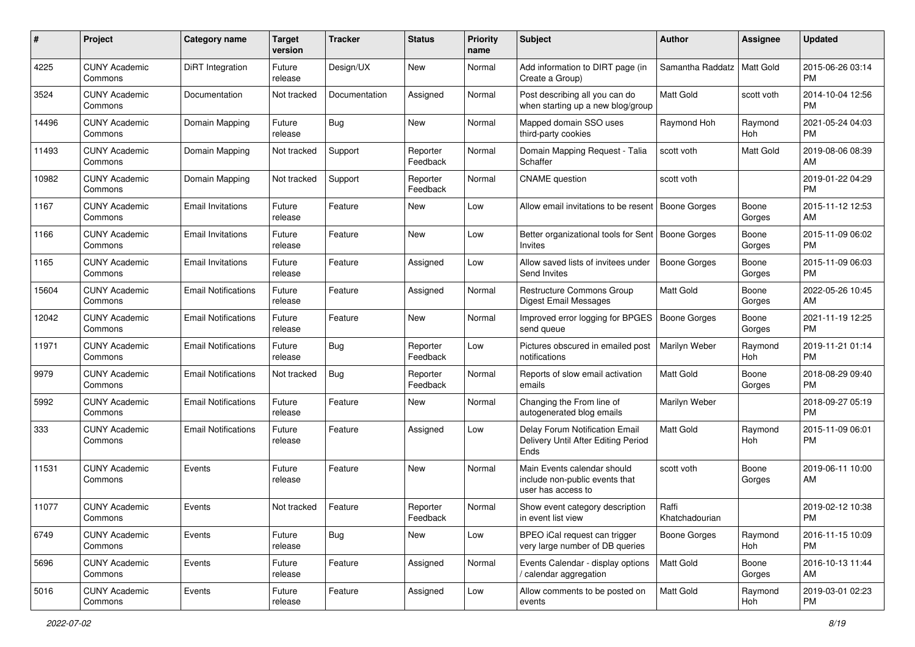| # | Project | Category name | Target version | Tracker | Status | Priority name | Subject | Author | Assignee | Updated |
|---|---|---|---|---|---|---|---|---|---|---|
| 4225 | CUNY Academic Commons | DiRT Integration | Future release | Design/UX | New | Normal | Add information to DIRT page (in Create a Group) | Samantha Raddatz | Matt Gold | 2015-06-26 03:14 PM |
| 3524 | CUNY Academic Commons | Documentation | Not tracked | Documentation | Assigned | Normal | Post describing all you can do when starting up a new blog/group | Matt Gold | scott voth | 2014-10-04 12:56 PM |
| 14496 | CUNY Academic Commons | Domain Mapping | Future release | Bug | New | Normal | Mapped domain SSO uses third-party cookies | Raymond Hoh | Raymond Hoh | 2021-05-24 04:03 PM |
| 11493 | CUNY Academic Commons | Domain Mapping | Not tracked | Support | Reporter Feedback | Normal | Domain Mapping Request - Talia Schaffer | scott voth | Matt Gold | 2019-08-06 08:39 AM |
| 10982 | CUNY Academic Commons | Domain Mapping | Not tracked | Support | Reporter Feedback | Normal | CNAME question | scott voth | | 2019-01-22 04:29 PM |
| 1167 | CUNY Academic Commons | Email Invitations | Future release | Feature | New | Low | Allow email invitations to be resent | Boone Gorges | Boone Gorges | 2015-11-12 12:53 AM |
| 1166 | CUNY Academic Commons | Email Invitations | Future release | Feature | New | Low | Better organizational tools for Sent Invites | Boone Gorges | Boone Gorges | 2015-11-09 06:02 PM |
| 1165 | CUNY Academic Commons | Email Invitations | Future release | Feature | Assigned | Low | Allow saved lists of invitees under Send Invites | Boone Gorges | Boone Gorges | 2015-11-09 06:03 PM |
| 15604 | CUNY Academic Commons | Email Notifications | Future release | Feature | Assigned | Normal | Restructure Commons Group Digest Email Messages | Matt Gold | Boone Gorges | 2022-05-26 10:45 AM |
| 12042 | CUNY Academic Commons | Email Notifications | Future release | Feature | New | Normal | Improved error logging for BPGES send queue | Boone Gorges | Boone Gorges | 2021-11-19 12:25 PM |
| 11971 | CUNY Academic Commons | Email Notifications | Future release | Bug | Reporter Feedback | Low | Pictures obscured in emailed post notifications | Marilyn Weber | Raymond Hoh | 2019-11-21 01:14 PM |
| 9979 | CUNY Academic Commons | Email Notifications | Not tracked | Bug | Reporter Feedback | Normal | Reports of slow email activation emails | Matt Gold | Boone Gorges | 2018-08-29 09:40 PM |
| 5992 | CUNY Academic Commons | Email Notifications | Future release | Feature | New | Normal | Changing the From line of autogenerated blog emails | Marilyn Weber | | 2018-09-27 05:19 PM |
| 333 | CUNY Academic Commons | Email Notifications | Future release | Feature | Assigned | Low | Delay Forum Notification Email Delivery Until After Editing Period Ends | Matt Gold | Raymond Hoh | 2015-11-09 06:01 PM |
| 11531 | CUNY Academic Commons | Events | Future release | Feature | New | Normal | Main Events calendar should include non-public events that user has access to | scott voth | Boone Gorges | 2019-06-11 10:00 AM |
| 11077 | CUNY Academic Commons | Events | Not tracked | Feature | Reporter Feedback | Normal | Show event category description in event list view | Raffi Khatchadourian | | 2019-02-12 10:38 PM |
| 6749 | CUNY Academic Commons | Events | Future release | Bug | New | Low | BPEO iCal request can trigger very large number of DB queries | Boone Gorges | Raymond Hoh | 2016-11-15 10:09 PM |
| 5696 | CUNY Academic Commons | Events | Future release | Feature | Assigned | Normal | Events Calendar - display options / calendar aggregation | Matt Gold | Boone Gorges | 2016-10-13 11:44 AM |
| 5016 | CUNY Academic Commons | Events | Future release | Feature | Assigned | Low | Allow comments to be posted on events | Matt Gold | Raymond Hoh | 2019-03-01 02:23 PM |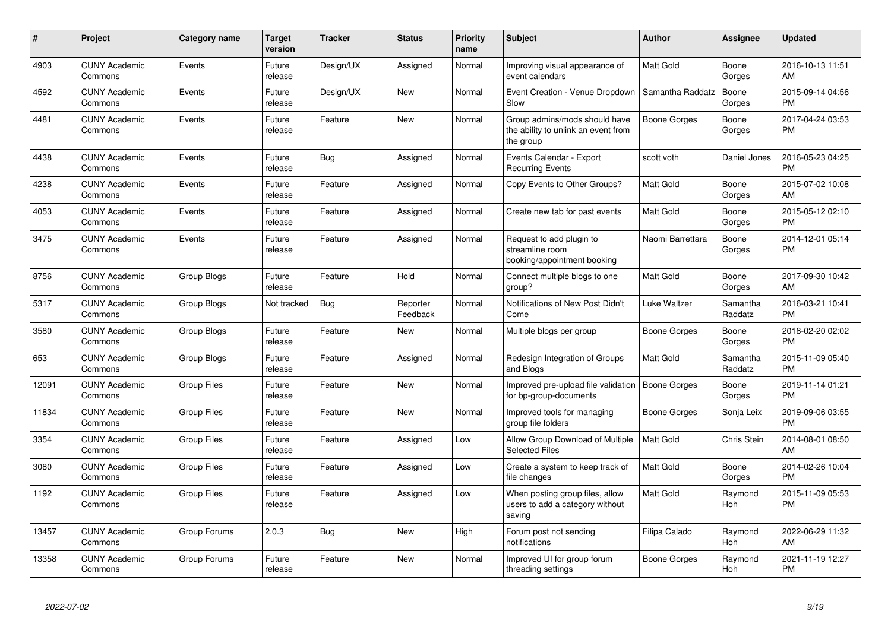| # | Project | Category name | Target version | Tracker | Status | Priority name | Subject | Author | Assignee | Updated |
|---|---|---|---|---|---|---|---|---|---|---|
| 4903 | CUNY Academic Commons | Events | Future release | Design/UX | Assigned | Normal | Improving visual appearance of event calendars | Matt Gold | Boone Gorges | 2016-10-13 11:51 AM |
| 4592 | CUNY Academic Commons | Events | Future release | Design/UX | New | Normal | Event Creation - Venue Dropdown Slow | Samantha Raddatz | Boone Gorges | 2015-09-14 04:56 PM |
| 4481 | CUNY Academic Commons | Events | Future release | Feature | New | Normal | Group admins/mods should have the ability to unlink an event from the group | Boone Gorges | Boone Gorges | 2017-04-24 03:53 PM |
| 4438 | CUNY Academic Commons | Events | Future release | Bug | Assigned | Normal | Events Calendar - Export Recurring Events | scott voth | Daniel Jones | 2016-05-23 04:25 PM |
| 4238 | CUNY Academic Commons | Events | Future release | Feature | Assigned | Normal | Copy Events to Other Groups? | Matt Gold | Boone Gorges | 2015-07-02 10:08 AM |
| 4053 | CUNY Academic Commons | Events | Future release | Feature | Assigned | Normal | Create new tab for past events | Matt Gold | Boone Gorges | 2015-05-12 02:10 PM |
| 3475 | CUNY Academic Commons | Events | Future release | Feature | Assigned | Normal | Request to add plugin to streamline room booking/appointment booking | Naomi Barrettara | Boone Gorges | 2014-12-01 05:14 PM |
| 8756 | CUNY Academic Commons | Group Blogs | Future release | Feature | Hold | Normal | Connect multiple blogs to one group? | Matt Gold | Boone Gorges | 2017-09-30 10:42 AM |
| 5317 | CUNY Academic Commons | Group Blogs | Not tracked | Bug | Reporter Feedback | Normal | Notifications of New Post Didn't Come | Luke Waltzer | Samantha Raddatz | 2016-03-21 10:41 PM |
| 3580 | CUNY Academic Commons | Group Blogs | Future release | Feature | New | Normal | Multiple blogs per group | Boone Gorges | Boone Gorges | 2018-02-20 02:02 PM |
| 653 | CUNY Academic Commons | Group Blogs | Future release | Feature | Assigned | Normal | Redesign Integration of Groups and Blogs | Matt Gold | Samantha Raddatz | 2015-11-09 05:40 PM |
| 12091 | CUNY Academic Commons | Group Files | Future release | Feature | New | Normal | Improved pre-upload file validation for bp-group-documents | Boone Gorges | Boone Gorges | 2019-11-14 01:21 PM |
| 11834 | CUNY Academic Commons | Group Files | Future release | Feature | New | Normal | Improved tools for managing group file folders | Boone Gorges | Sonja Leix | 2019-09-06 03:55 PM |
| 3354 | CUNY Academic Commons | Group Files | Future release | Feature | Assigned | Low | Allow Group Download of Multiple Selected Files | Matt Gold | Chris Stein | 2014-08-01 08:50 AM |
| 3080 | CUNY Academic Commons | Group Files | Future release | Feature | Assigned | Low | Create a system to keep track of file changes | Matt Gold | Boone Gorges | 2014-02-26 10:04 PM |
| 1192 | CUNY Academic Commons | Group Files | Future release | Feature | Assigned | Low | When posting group files, allow users to add a category without saving | Matt Gold | Raymond Hoh | 2015-11-09 05:53 PM |
| 13457 | CUNY Academic Commons | Group Forums | 2.0.3 | Bug | New | High | Forum post not sending notifications | Filipa Calado | Raymond Hoh | 2022-06-29 11:32 AM |
| 13358 | CUNY Academic Commons | Group Forums | Future release | Feature | New | Normal | Improved UI for group forum threading settings | Boone Gorges | Raymond Hoh | 2021-11-19 12:27 PM |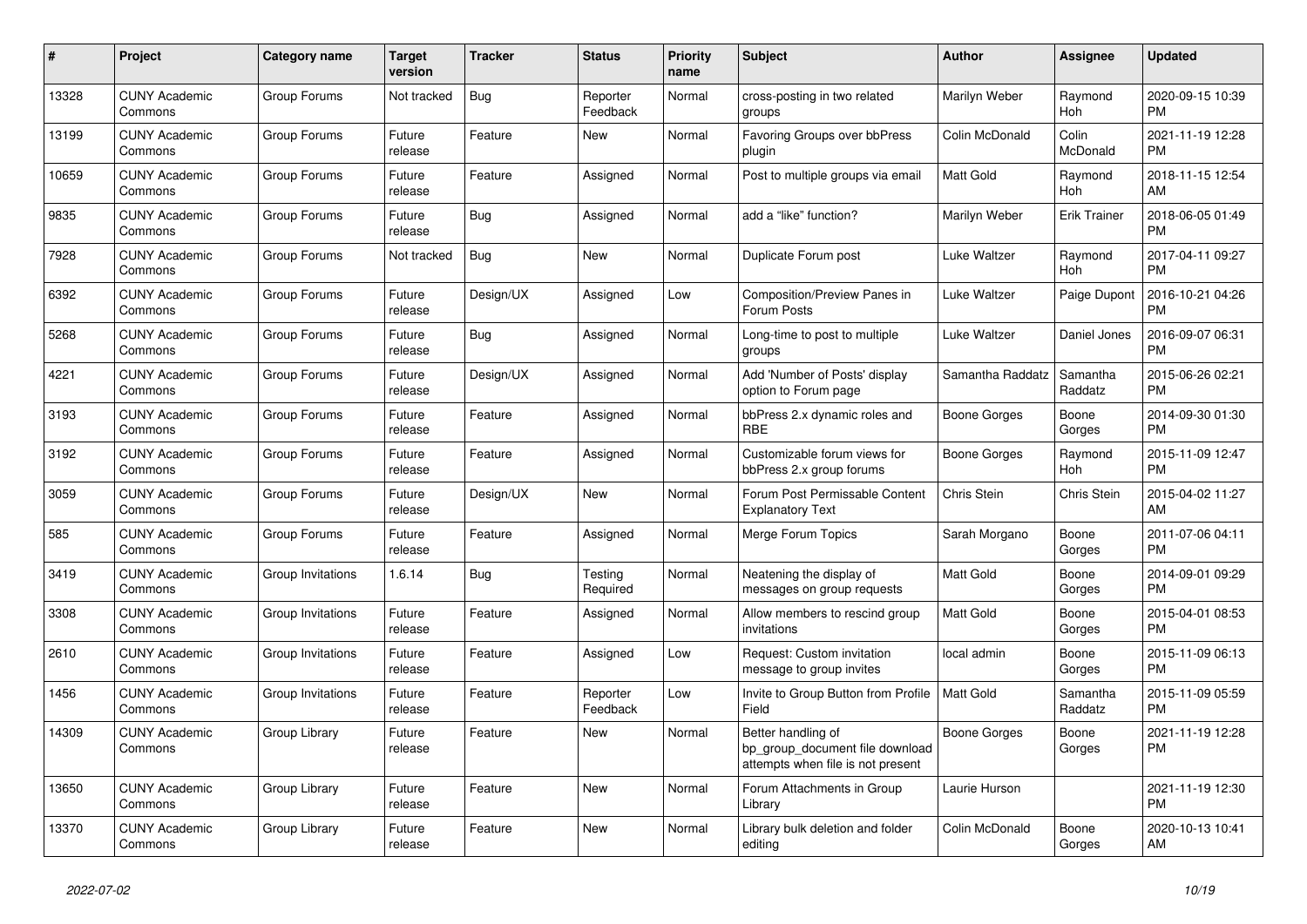| # | Project | Category name | Target version | Tracker | Status | Priority name | Subject | Author | Assignee | Updated |
|---|---|---|---|---|---|---|---|---|---|---|
| 13328 | CUNY Academic Commons | Group Forums | Not tracked | Bug | Reporter Feedback | Normal | cross-posting in two related groups | Marilyn Weber | Raymond Hoh | 2020-09-15 10:39 PM |
| 13199 | CUNY Academic Commons | Group Forums | Future release | Feature | New | Normal | Favoring Groups over bbPress plugin | Colin McDonald | Colin McDonald | 2021-11-19 12:28 PM |
| 10659 | CUNY Academic Commons | Group Forums | Future release | Feature | Assigned | Normal | Post to multiple groups via email | Matt Gold | Raymond Hoh | 2018-11-15 12:54 AM |
| 9835 | CUNY Academic Commons | Group Forums | Future release | Bug | Assigned | Normal | add a "like" function? | Marilyn Weber | Erik Trainer | 2018-06-05 01:49 PM |
| 7928 | CUNY Academic Commons | Group Forums | Not tracked | Bug | New | Normal | Duplicate Forum post | Luke Waltzer | Raymond Hoh | 2017-04-11 09:27 PM |
| 6392 | CUNY Academic Commons | Group Forums | Future release | Design/UX | Assigned | Low | Composition/Preview Panes in Forum Posts | Luke Waltzer | Paige Dupont | 2016-10-21 04:26 PM |
| 5268 | CUNY Academic Commons | Group Forums | Future release | Bug | Assigned | Normal | Long-time to post to multiple groups | Luke Waltzer | Daniel Jones | 2016-09-07 06:31 PM |
| 4221 | CUNY Academic Commons | Group Forums | Future release | Design/UX | Assigned | Normal | Add 'Number of Posts' display option to Forum page | Samantha Raddatz | Samantha Raddatz | 2015-06-26 02:21 PM |
| 3193 | CUNY Academic Commons | Group Forums | Future release | Feature | Assigned | Normal | bbPress 2.x dynamic roles and RBE | Boone Gorges | Boone Gorges | 2014-09-30 01:30 PM |
| 3192 | CUNY Academic Commons | Group Forums | Future release | Feature | Assigned | Normal | Customizable forum views for bbPress 2.x group forums | Boone Gorges | Raymond Hoh | 2015-11-09 12:47 PM |
| 3059 | CUNY Academic Commons | Group Forums | Future release | Design/UX | New | Normal | Forum Post Permissable Content Explanatory Text | Chris Stein | Chris Stein | 2015-04-02 11:27 AM |
| 585 | CUNY Academic Commons | Group Forums | Future release | Feature | Assigned | Normal | Merge Forum Topics | Sarah Morgano | Boone Gorges | 2011-07-06 04:11 PM |
| 3419 | CUNY Academic Commons | Group Invitations | 1.6.14 | Bug | Testing Required | Normal | Neatening the display of messages on group requests | Matt Gold | Boone Gorges | 2014-09-01 09:29 PM |
| 3308 | CUNY Academic Commons | Group Invitations | Future release | Feature | Assigned | Normal | Allow members to rescind group invitations | Matt Gold | Boone Gorges | 2015-04-01 08:53 PM |
| 2610 | CUNY Academic Commons | Group Invitations | Future release | Feature | Assigned | Low | Request: Custom invitation message to group invites | local admin | Boone Gorges | 2015-11-09 06:13 PM |
| 1456 | CUNY Academic Commons | Group Invitations | Future release | Feature | Reporter Feedback | Low | Invite to Group Button from Profile Field | Matt Gold | Samantha Raddatz | 2015-11-09 05:59 PM |
| 14309 | CUNY Academic Commons | Group Library | Future release | Feature | New | Normal | Better handling of bp_group_document file download attempts when file is not present | Boone Gorges | Boone Gorges | 2021-11-19 12:28 PM |
| 13650 | CUNY Academic Commons | Group Library | Future release | Feature | New | Normal | Forum Attachments in Group Library | Laurie Hurson | | 2021-11-19 12:30 PM |
| 13370 | CUNY Academic Commons | Group Library | Future release | Feature | New | Normal | Library bulk deletion and folder editing | Colin McDonald | Boone Gorges | 2020-10-13 10:41 AM |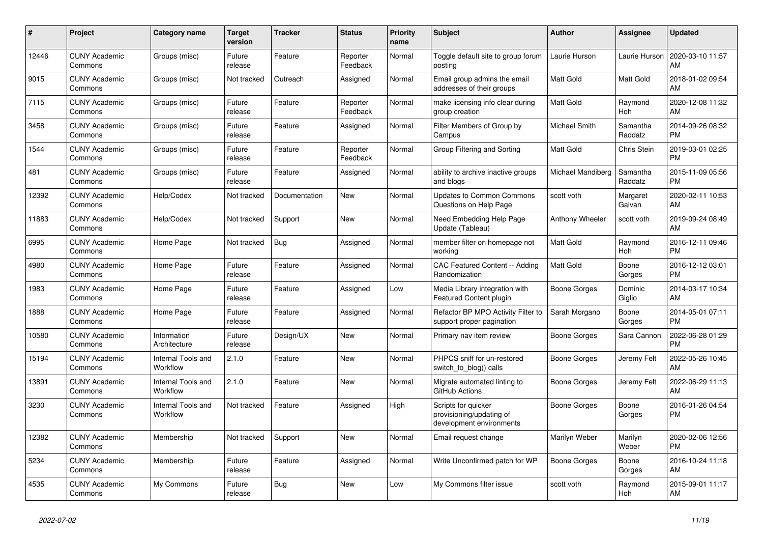| # | Project | Category name | Target version | Tracker | Status | Priority name | Subject | Author | Assignee | Updated |
|---|---|---|---|---|---|---|---|---|---|---|
| 12446 | CUNY Academic Commons | Groups (misc) | Future release | Feature | Reporter Feedback | Normal | Toggle default site to group forum posting | Laurie Hurson | Laurie Hurson | 2020-03-10 11:57 AM |
| 9015 | CUNY Academic Commons | Groups (misc) | Not tracked | Outreach | Assigned | Normal | Email group admins the email addresses of their groups | Matt Gold | Matt Gold | 2018-01-02 09:54 AM |
| 7115 | CUNY Academic Commons | Groups (misc) | Future release | Feature | Reporter Feedback | Normal | make licensing info clear during group creation | Matt Gold | Raymond Hoh | 2020-12-08 11:32 AM |
| 3458 | CUNY Academic Commons | Groups (misc) | Future release | Feature | Assigned | Normal | Filter Members of Group by Campus | Michael Smith | Samantha Raddatz | 2014-09-26 08:32 PM |
| 1544 | CUNY Academic Commons | Groups (misc) | Future release | Feature | Reporter Feedback | Normal | Group Filtering and Sorting | Matt Gold | Chris Stein | 2019-03-01 02:25 PM |
| 481 | CUNY Academic Commons | Groups (misc) | Future release | Feature | Assigned | Normal | ability to archive inactive groups and blogs | Michael Mandiberg | Samantha Raddatz | 2015-11-09 05:56 PM |
| 12392 | CUNY Academic Commons | Help/Codex | Not tracked | Documentation | New | Normal | Updates to Common Commons Questions on Help Page | scott voth | Margaret Galvan | 2020-02-11 10:53 AM |
| 11883 | CUNY Academic Commons | Help/Codex | Not tracked | Support | New | Normal | Need Embedding Help Page Update (Tableau) | Anthony Wheeler | scott voth | 2019-09-24 08:49 AM |
| 6995 | CUNY Academic Commons | Home Page | Not tracked | Bug | Assigned | Normal | member filter on homepage not working | Matt Gold | Raymond Hoh | 2016-12-11 09:46 PM |
| 4980 | CUNY Academic Commons | Home Page | Future release | Feature | Assigned | Normal | CAC Featured Content -- Adding Randomization | Matt Gold | Boone Gorges | 2016-12-12 03:01 PM |
| 1983 | CUNY Academic Commons | Home Page | Future release | Feature | Assigned | Low | Media Library integration with Featured Content plugin | Boone Gorges | Dominic Giglio | 2014-03-17 10:34 AM |
| 1888 | CUNY Academic Commons | Home Page | Future release | Feature | Assigned | Normal | Refactor BP MPO Activity Filter to support proper pagination | Sarah Morgano | Boone Gorges | 2014-05-01 07:11 PM |
| 10580 | CUNY Academic Commons | Information Architecture | Future release | Design/UX | New | Normal | Primary nav item review | Boone Gorges | Sara Cannon | 2022-06-28 01:29 PM |
| 15194 | CUNY Academic Commons | Internal Tools and Workflow | 2.1.0 | Feature | New | Normal | PHPCS sniff for un-restored switch_to_blog() calls | Boone Gorges | Jeremy Felt | 2022-05-26 10:45 AM |
| 13891 | CUNY Academic Commons | Internal Tools and Workflow | 2.1.0 | Feature | New | Normal | Migrate automated linting to GitHub Actions | Boone Gorges | Jeremy Felt | 2022-06-29 11:13 AM |
| 3230 | CUNY Academic Commons | Internal Tools and Workflow | Not tracked | Feature | Assigned | High | Scripts for quicker provisioning/updating of development environments | Boone Gorges | Boone Gorges | 2016-01-26 04:54 PM |
| 12382 | CUNY Academic Commons | Membership | Not tracked | Support | New | Normal | Email request change | Marilyn Weber | Marilyn Weber | 2020-02-06 12:56 PM |
| 5234 | CUNY Academic Commons | Membership | Future release | Feature | Assigned | Normal | Write Unconfirmed patch for WP | Boone Gorges | Boone Gorges | 2016-10-24 11:18 AM |
| 4535 | CUNY Academic Commons | My Commons | Future release | Bug | New | Low | My Commons filter issue | scott voth | Raymond Hoh | 2015-09-01 11:17 AM |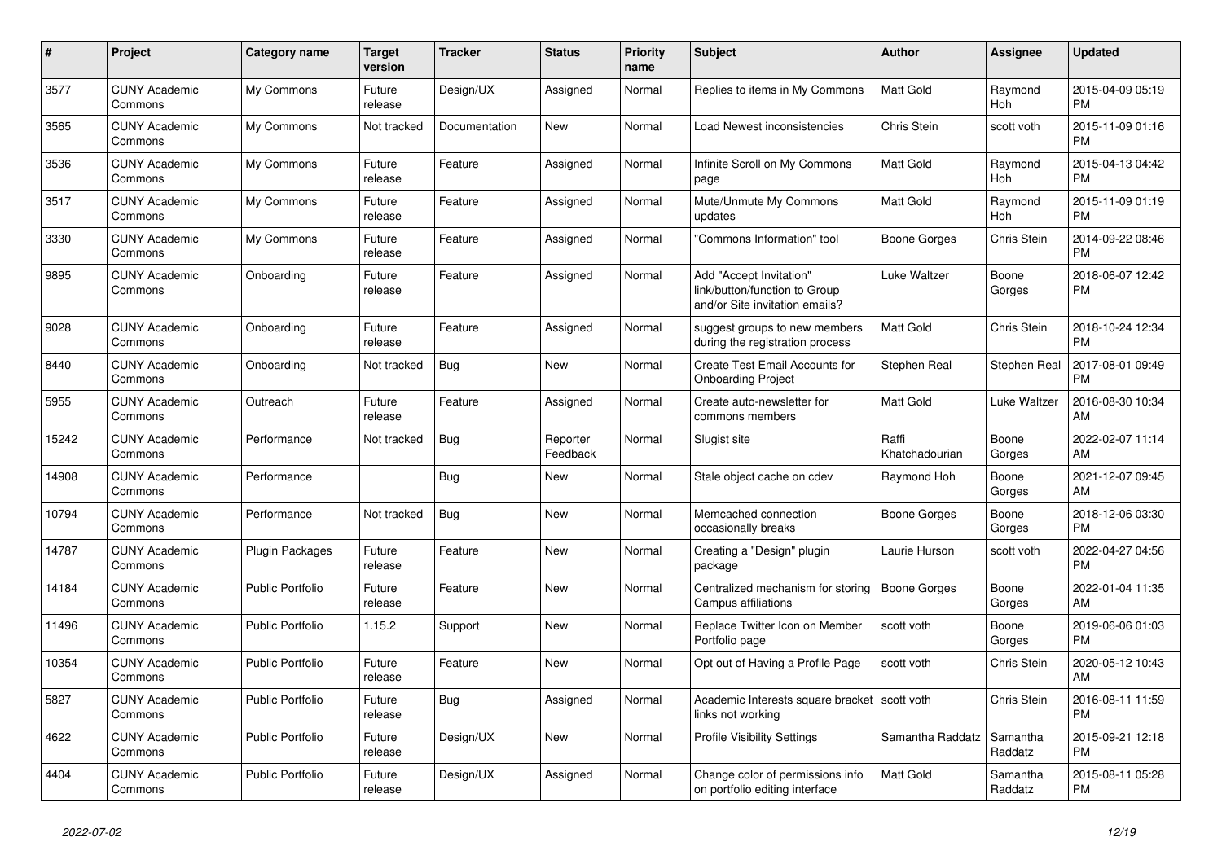| # | Project | Category name | Target version | Tracker | Status | Priority name | Subject | Author | Assignee | Updated |
|---|---|---|---|---|---|---|---|---|---|---|
| 3577 | CUNY Academic Commons | My Commons | Future release | Design/UX | Assigned | Normal | Replies to items in My Commons | Matt Gold | Raymond Hoh | 2015-04-09 05:19 PM |
| 3565 | CUNY Academic Commons | My Commons | Not tracked | Documentation | New | Normal | Load Newest inconsistencies | Chris Stein | scott voth | 2015-11-09 01:16 PM |
| 3536 | CUNY Academic Commons | My Commons | Future release | Feature | Assigned | Normal | Infinite Scroll on My Commons page | Matt Gold | Raymond Hoh | 2015-04-13 04:42 PM |
| 3517 | CUNY Academic Commons | My Commons | Future release | Feature | Assigned | Normal | Mute/Unmute My Commons updates | Matt Gold | Raymond Hoh | 2015-11-09 01:19 PM |
| 3330 | CUNY Academic Commons | My Commons | Future release | Feature | Assigned | Normal | "Commons Information" tool | Boone Gorges | Chris Stein | 2014-09-22 08:46 PM |
| 9895 | CUNY Academic Commons | Onboarding | Future release | Feature | Assigned | Normal | Add "Accept Invitation" link/button/function to Group and/or Site invitation emails? | Luke Waltzer | Boone Gorges | 2018-06-07 12:42 PM |
| 9028 | CUNY Academic Commons | Onboarding | Future release | Feature | Assigned | Normal | suggest groups to new members during the registration process | Matt Gold | Chris Stein | 2018-10-24 12:34 PM |
| 8440 | CUNY Academic Commons | Onboarding | Not tracked | Bug | New | Normal | Create Test Email Accounts for Onboarding Project | Stephen Real | Stephen Real | 2017-08-01 09:49 PM |
| 5955 | CUNY Academic Commons | Outreach | Future release | Feature | Assigned | Normal | Create auto-newsletter for commons members | Matt Gold | Luke Waltzer | 2016-08-30 10:34 AM |
| 15242 | CUNY Academic Commons | Performance | Not tracked | Bug | Reporter Feedback | Normal | Slugist site | Raffi Khatchadourian | Boone Gorges | 2022-02-07 11:14 AM |
| 14908 | CUNY Academic Commons | Performance | | Bug | New | Normal | Stale object cache on cdev | Raymond Hoh | Boone Gorges | 2021-12-07 09:45 AM |
| 10794 | CUNY Academic Commons | Performance | Not tracked | Bug | New | Normal | Memcached connection occasionally breaks | Boone Gorges | Boone Gorges | 2018-12-06 03:30 PM |
| 14787 | CUNY Academic Commons | Plugin Packages | Future release | Feature | New | Normal | Creating a "Design" plugin package | Laurie Hurson | scott voth | 2022-04-27 04:56 PM |
| 14184 | CUNY Academic Commons | Public Portfolio | Future release | Feature | New | Normal | Centralized mechanism for storing Campus affiliations | Boone Gorges | Boone Gorges | 2022-01-04 11:35 AM |
| 11496 | CUNY Academic Commons | Public Portfolio | 1.15.2 | Support | New | Normal | Replace Twitter Icon on Member Portfolio page | scott voth | Boone Gorges | 2019-06-06 01:03 PM |
| 10354 | CUNY Academic Commons | Public Portfolio | Future release | Feature | New | Normal | Opt out of Having a Profile Page | scott voth | Chris Stein | 2020-05-12 10:43 AM |
| 5827 | CUNY Academic Commons | Public Portfolio | Future release | Bug | Assigned | Normal | Academic Interests square bracket links not working | scott voth | Chris Stein | 2016-08-11 11:59 PM |
| 4622 | CUNY Academic Commons | Public Portfolio | Future release | Design/UX | New | Normal | Profile Visibility Settings | Samantha Raddatz | Samantha Raddatz | 2015-09-21 12:18 PM |
| 4404 | CUNY Academic Commons | Public Portfolio | Future release | Design/UX | Assigned | Normal | Change color of permissions info on portfolio editing interface | Matt Gold | Samantha Raddatz | 2015-08-11 05:28 PM |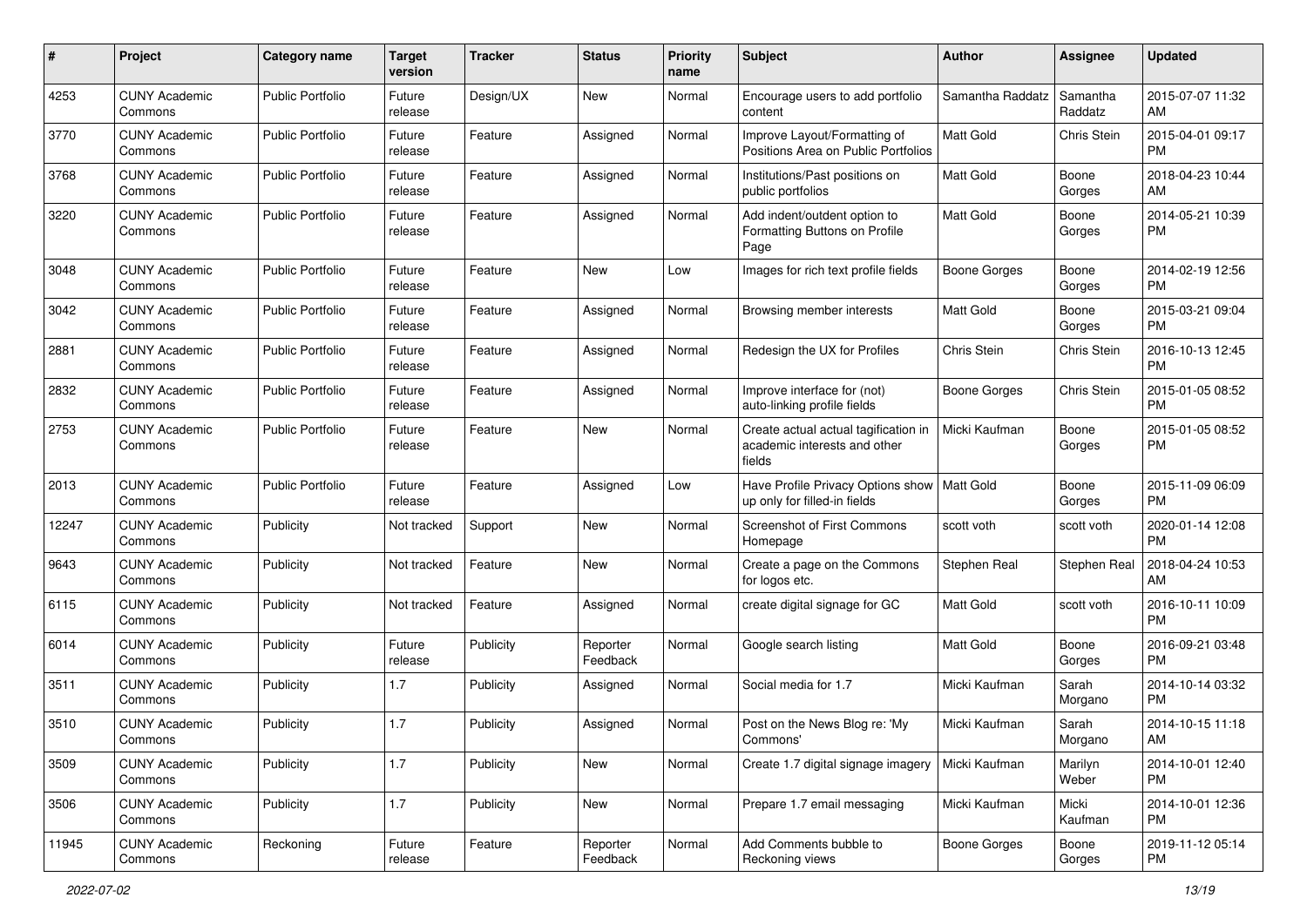| # | Project | Category name | Target version | Tracker | Status | Priority name | Subject | Author | Assignee | Updated |
|---|---|---|---|---|---|---|---|---|---|---|
| 4253 | CUNY Academic Commons | Public Portfolio | Future release | Design/UX | New | Normal | Encourage users to add portfolio content | Samantha Raddatz | Samantha Raddatz | 2015-07-07 11:32 AM |
| 3770 | CUNY Academic Commons | Public Portfolio | Future release | Feature | Assigned | Normal | Improve Layout/Formatting of Positions Area on Public Portfolios | Matt Gold | Chris Stein | 2015-04-01 09:17 PM |
| 3768 | CUNY Academic Commons | Public Portfolio | Future release | Feature | Assigned | Normal | Institutions/Past positions on public portfolios | Matt Gold | Boone Gorges | 2018-04-23 10:44 AM |
| 3220 | CUNY Academic Commons | Public Portfolio | Future release | Feature | Assigned | Normal | Add indent/outdent option to Formatting Buttons on Profile Page | Matt Gold | Boone Gorges | 2014-05-21 10:39 PM |
| 3048 | CUNY Academic Commons | Public Portfolio | Future release | Feature | New | Low | Images for rich text profile fields | Boone Gorges | Boone Gorges | 2014-02-19 12:56 PM |
| 3042 | CUNY Academic Commons | Public Portfolio | Future release | Feature | Assigned | Normal | Browsing member interests | Matt Gold | Boone Gorges | 2015-03-21 09:04 PM |
| 2881 | CUNY Academic Commons | Public Portfolio | Future release | Feature | Assigned | Normal | Redesign the UX for Profiles | Chris Stein | Chris Stein | 2016-10-13 12:45 PM |
| 2832 | CUNY Academic Commons | Public Portfolio | Future release | Feature | Assigned | Normal | Improve interface for (not) auto-linking profile fields | Boone Gorges | Chris Stein | 2015-01-05 08:52 PM |
| 2753 | CUNY Academic Commons | Public Portfolio | Future release | Feature | New | Normal | Create actual actual tagification in academic interests and other fields | Micki Kaufman | Boone Gorges | 2015-01-05 08:52 PM |
| 2013 | CUNY Academic Commons | Public Portfolio | Future release | Feature | Assigned | Low | Have Profile Privacy Options show up only for filled-in fields | Matt Gold | Boone Gorges | 2015-11-09 06:09 PM |
| 12247 | CUNY Academic Commons | Publicity | Not tracked | Support | New | Normal | Screenshot of First Commons Homepage | scott voth | scott voth | 2020-01-14 12:08 PM |
| 9643 | CUNY Academic Commons | Publicity | Not tracked | Feature | New | Normal | Create a page on the Commons for logos etc. | Stephen Real | Stephen Real | 2018-04-24 10:53 AM |
| 6115 | CUNY Academic Commons | Publicity | Not tracked | Feature | Assigned | Normal | create digital signage for GC | Matt Gold | scott voth | 2016-10-11 10:09 PM |
| 6014 | CUNY Academic Commons | Publicity | Future release | Publicity | Reporter Feedback | Normal | Google search listing | Matt Gold | Boone Gorges | 2016-09-21 03:48 PM |
| 3511 | CUNY Academic Commons | Publicity | 1.7 | Publicity | Assigned | Normal | Social media for 1.7 | Micki Kaufman | Sarah Morgano | 2014-10-14 03:32 PM |
| 3510 | CUNY Academic Commons | Publicity | 1.7 | Publicity | Assigned | Normal | Post on the News Blog re: 'My Commons' | Micki Kaufman | Sarah Morgano | 2014-10-15 11:18 AM |
| 3509 | CUNY Academic Commons | Publicity | 1.7 | Publicity | New | Normal | Create 1.7 digital signage imagery | Micki Kaufman | Marilyn Weber | 2014-10-01 12:40 PM |
| 3506 | CUNY Academic Commons | Publicity | 1.7 | Publicity | New | Normal | Prepare 1.7 email messaging | Micki Kaufman | Micki Kaufman | 2014-10-01 12:36 PM |
| 11945 | CUNY Academic Commons | Reckoning | Future release | Feature | Reporter Feedback | Normal | Add Comments bubble to Reckoning views | Boone Gorges | Boone Gorges | 2019-11-12 05:14 PM |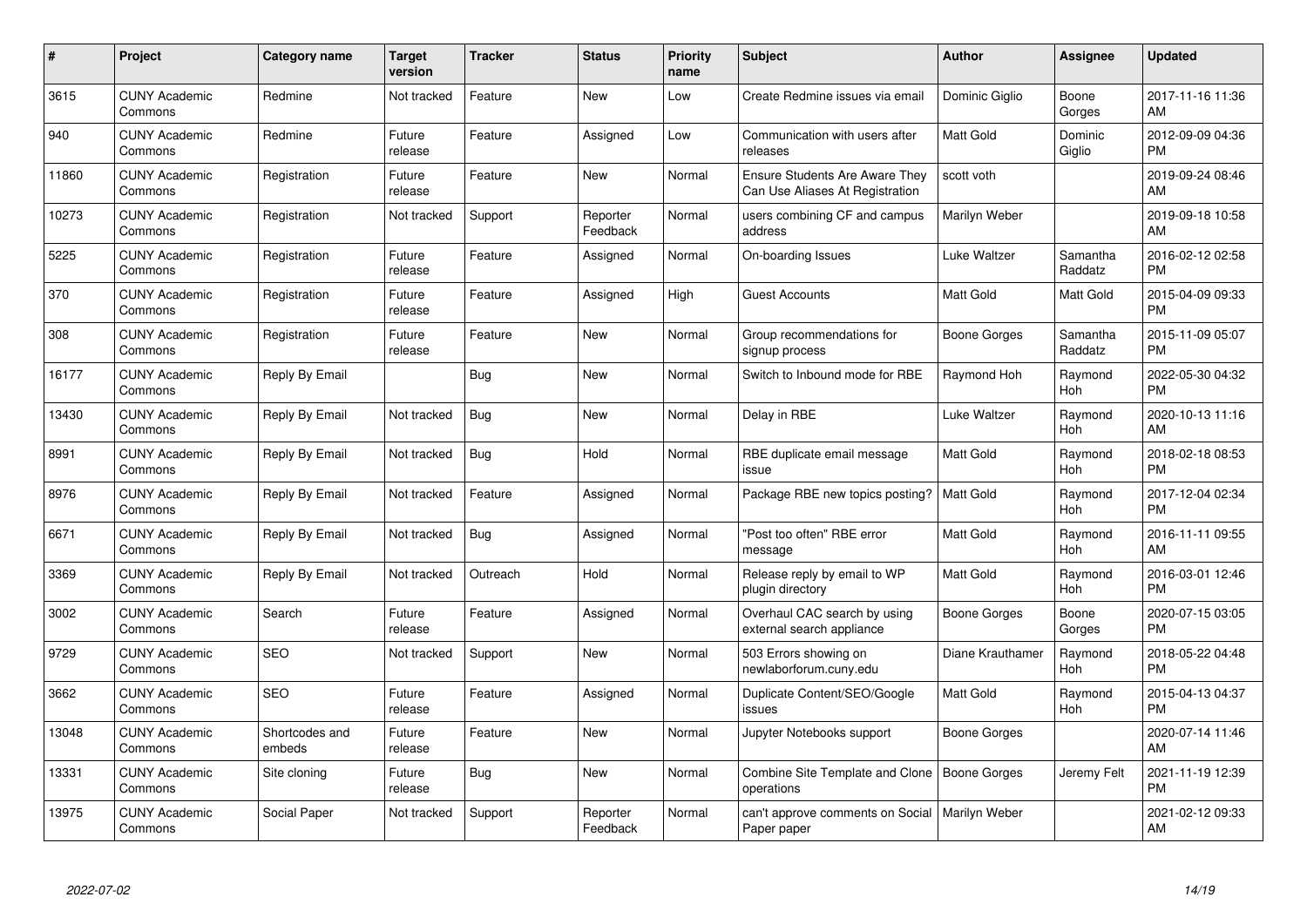| # | Project | Category name | Target version | Tracker | Status | Priority name | Subject | Author | Assignee | Updated |
|---|---|---|---|---|---|---|---|---|---|---|
| 3615 | CUNY Academic Commons | Redmine | Not tracked | Feature | New | Low | Create Redmine issues via email | Dominic Giglio | Boone Gorges | 2017-11-16 11:36 AM |
| 940 | CUNY Academic Commons | Redmine | Future release | Feature | Assigned | Low | Communication with users after releases | Matt Gold | Dominic Giglio | 2012-09-09 04:36 PM |
| 11860 | CUNY Academic Commons | Registration | Future release | Feature | New | Normal | Ensure Students Are Aware They Can Use Aliases At Registration | scott voth | | 2019-09-24 08:46 AM |
| 10273 | CUNY Academic Commons | Registration | Not tracked | Support | Reporter Feedback | Normal | users combining CF and campus address | Marilyn Weber | | 2019-09-18 10:58 AM |
| 5225 | CUNY Academic Commons | Registration | Future release | Feature | Assigned | Normal | On-boarding Issues | Luke Waltzer | Samantha Raddatz | 2016-02-12 02:58 PM |
| 370 | CUNY Academic Commons | Registration | Future release | Feature | Assigned | High | Guest Accounts | Matt Gold | Matt Gold | 2015-04-09 09:33 PM |
| 308 | CUNY Academic Commons | Registration | Future release | Feature | New | Normal | Group recommendations for signup process | Boone Gorges | Samantha Raddatz | 2015-11-09 05:07 PM |
| 16177 | CUNY Academic Commons | Reply By Email | | Bug | New | Normal | Switch to Inbound mode for RBE | Raymond Hoh | Raymond Hoh | 2022-05-30 04:32 PM |
| 13430 | CUNY Academic Commons | Reply By Email | Not tracked | Bug | New | Normal | Delay in RBE | Luke Waltzer | Raymond Hoh | 2020-10-13 11:16 AM |
| 8991 | CUNY Academic Commons | Reply By Email | Not tracked | Bug | Hold | Normal | RBE duplicate email message issue | Matt Gold | Raymond Hoh | 2018-02-18 08:53 PM |
| 8976 | CUNY Academic Commons | Reply By Email | Not tracked | Feature | Assigned | Normal | Package RBE new topics posting? | Matt Gold | Raymond Hoh | 2017-12-04 02:34 PM |
| 6671 | CUNY Academic Commons | Reply By Email | Not tracked | Bug | Assigned | Normal | "Post too often" RBE error message | Matt Gold | Raymond Hoh | 2016-11-11 09:55 AM |
| 3369 | CUNY Academic Commons | Reply By Email | Not tracked | Outreach | Hold | Normal | Release reply by email to WP plugin directory | Matt Gold | Raymond Hoh | 2016-03-01 12:46 PM |
| 3002 | CUNY Academic Commons | Search | Future release | Feature | Assigned | Normal | Overhaul CAC search by using external search appliance | Boone Gorges | Boone Gorges | 2020-07-15 03:05 PM |
| 9729 | CUNY Academic Commons | SEO | Not tracked | Support | New | Normal | 503 Errors showing on newlaborforum.cuny.edu | Diane Krauthamer | Raymond Hoh | 2018-05-22 04:48 PM |
| 3662 | CUNY Academic Commons | SEO | Future release | Feature | Assigned | Normal | Duplicate Content/SEO/Google issues | Matt Gold | Raymond Hoh | 2015-04-13 04:37 PM |
| 13048 | CUNY Academic Commons | Shortcodes and embeds | Future release | Feature | New | Normal | Jupyter Notebooks support | Boone Gorges | | 2020-07-14 11:46 AM |
| 13331 | CUNY Academic Commons | Site cloning | Future release | Bug | New | Normal | Combine Site Template and Clone operations | Boone Gorges | Jeremy Felt | 2021-11-19 12:39 PM |
| 13975 | CUNY Academic Commons | Social Paper | Not tracked | Support | Reporter Feedback | Normal | can't approve comments on Social Paper paper | Marilyn Weber | | 2021-02-12 09:33 AM |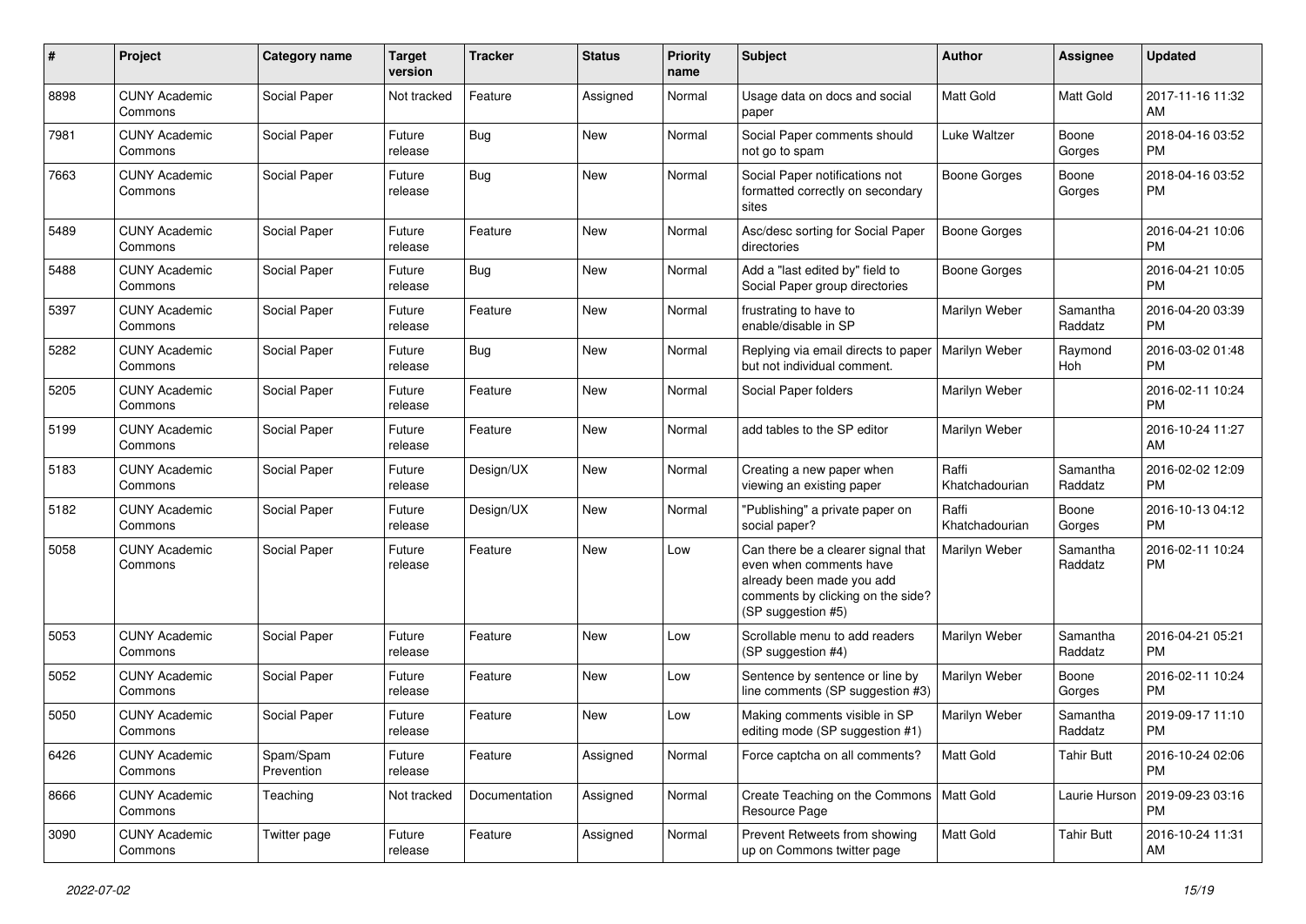| # | Project | Category name | Target version | Tracker | Status | Priority name | Subject | Author | Assignee | Updated |
|---|---|---|---|---|---|---|---|---|---|---|
| 8898 | CUNY Academic Commons | Social Paper | Not tracked | Feature | Assigned | Normal | Usage data on docs and social paper | Matt Gold | Matt Gold | 2017-11-16 11:32 AM |
| 7981 | CUNY Academic Commons | Social Paper | Future release | Bug | New | Normal | Social Paper comments should not go to spam | Luke Waltzer | Boone Gorges | 2018-04-16 03:52 PM |
| 7663 | CUNY Academic Commons | Social Paper | Future release | Bug | New | Normal | Social Paper notifications not formatted correctly on secondary sites | Boone Gorges | Boone Gorges | 2018-04-16 03:52 PM |
| 5489 | CUNY Academic Commons | Social Paper | Future release | Feature | New | Normal | Asc/desc sorting for Social Paper directories | Boone Gorges | | 2016-04-21 10:06 PM |
| 5488 | CUNY Academic Commons | Social Paper | Future release | Bug | New | Normal | Add a "last edited by" field to Social Paper group directories | Boone Gorges | | 2016-04-21 10:05 PM |
| 5397 | CUNY Academic Commons | Social Paper | Future release | Feature | New | Normal | frustrating to have to enable/disable in SP | Marilyn Weber | Samantha Raddatz | 2016-04-20 03:39 PM |
| 5282 | CUNY Academic Commons | Social Paper | Future release | Bug | New | Normal | Replying via email directs to paper but not individual comment. | Marilyn Weber | Raymond Hoh | 2016-03-02 01:48 PM |
| 5205 | CUNY Academic Commons | Social Paper | Future release | Feature | New | Normal | Social Paper folders | Marilyn Weber | | 2016-02-11 10:24 PM |
| 5199 | CUNY Academic Commons | Social Paper | Future release | Feature | New | Normal | add tables to the SP editor | Marilyn Weber | | 2016-10-24 11:27 AM |
| 5183 | CUNY Academic Commons | Social Paper | Future release | Design/UX | New | Normal | Creating a new paper when viewing an existing paper | Raffi Khatchadourian | Samantha Raddatz | 2016-02-02 12:09 PM |
| 5182 | CUNY Academic Commons | Social Paper | Future release | Design/UX | New | Normal | "Publishing" a private paper on social paper? | Raffi Khatchadourian | Boone Gorges | 2016-10-13 04:12 PM |
| 5058 | CUNY Academic Commons | Social Paper | Future release | Feature | New | Low | Can there be a clearer signal that even when comments have already been made you add comments by clicking on the side? (SP suggestion #5) | Marilyn Weber | Samantha Raddatz | 2016-02-11 10:24 PM |
| 5053 | CUNY Academic Commons | Social Paper | Future release | Feature | New | Low | Scrollable menu to add readers (SP suggestion #4) | Marilyn Weber | Samantha Raddatz | 2016-04-21 05:21 PM |
| 5052 | CUNY Academic Commons | Social Paper | Future release | Feature | New | Low | Sentence by sentence or line by line comments (SP suggestion #3) | Marilyn Weber | Boone Gorges | 2016-02-11 10:24 PM |
| 5050 | CUNY Academic Commons | Social Paper | Future release | Feature | New | Low | Making comments visible in SP editing mode (SP suggestion #1) | Marilyn Weber | Samantha Raddatz | 2019-09-17 11:10 PM |
| 6426 | CUNY Academic Commons | Spam/Spam Prevention | Future release | Feature | Assigned | Normal | Force captcha on all comments? | Matt Gold | Tahir Butt | 2016-10-24 02:06 PM |
| 8666 | CUNY Academic Commons | Teaching | Not tracked | Documentation | Assigned | Normal | Create Teaching on the Commons Resource Page | Matt Gold | Laurie Hurson | 2019-09-23 03:16 PM |
| 3090 | CUNY Academic Commons | Twitter page | Future release | Feature | Assigned | Normal | Prevent Retweets from showing up on Commons twitter page | Matt Gold | Tahir Butt | 2016-10-24 11:31 AM |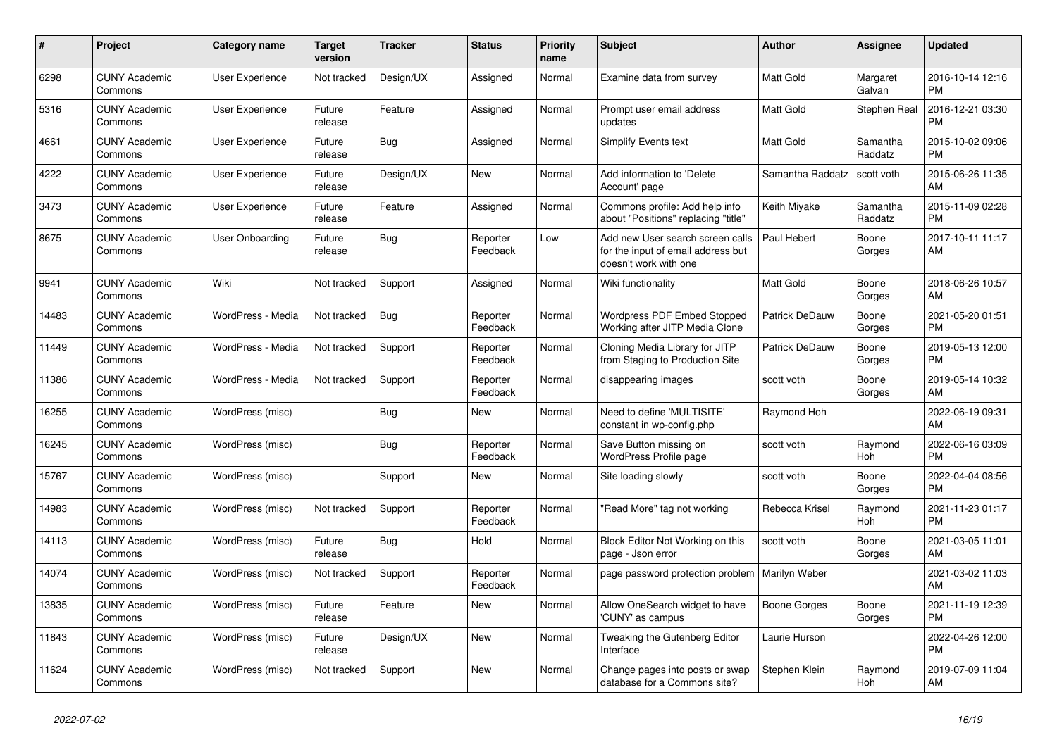| # | Project | Category name | Target version | Tracker | Status | Priority name | Subject | Author | Assignee | Updated |
|---|---|---|---|---|---|---|---|---|---|---|
| 6298 | CUNY Academic Commons | User Experience | Not tracked | Design/UX | Assigned | Normal | Examine data from survey | Matt Gold | Margaret Galvan | 2016-10-14 12:16 PM |
| 5316 | CUNY Academic Commons | User Experience | Future release | Feature | Assigned | Normal | Prompt user email address updates | Matt Gold | Stephen Real | 2016-12-21 03:30 PM |
| 4661 | CUNY Academic Commons | User Experience | Future release | Bug | Assigned | Normal | Simplify Events text | Matt Gold | Samantha Raddatz | 2015-10-02 09:06 PM |
| 4222 | CUNY Academic Commons | User Experience | Future release | Design/UX | New | Normal | Add information to 'Delete Account' page | Samantha Raddatz | scott voth | 2015-06-26 11:35 AM |
| 3473 | CUNY Academic Commons | User Experience | Future release | Feature | Assigned | Normal | Commons profile: Add help info about "Positions" replacing "title" | Keith Miyake | Samantha Raddatz | 2015-11-09 02:28 PM |
| 8675 | CUNY Academic Commons | User Onboarding | Future release | Bug | Reporter Feedback | Low | Add new User search screen calls for the input of email address but doesn't work with one | Paul Hebert | Boone Gorges | 2017-10-11 11:17 AM |
| 9941 | CUNY Academic Commons | Wiki | Not tracked | Support | Assigned | Normal | Wiki functionality | Matt Gold | Boone Gorges | 2018-06-26 10:57 AM |
| 14483 | CUNY Academic Commons | WordPress - Media | Not tracked | Bug | Reporter Feedback | Normal | Wordpress PDF Embed Stopped Working after JITP Media Clone | Patrick DeDauw | Boone Gorges | 2021-05-20 01:51 PM |
| 11449 | CUNY Academic Commons | WordPress - Media | Not tracked | Support | Reporter Feedback | Normal | Cloning Media Library for JITP from Staging to Production Site | Patrick DeDauw | Boone Gorges | 2019-05-13 12:00 PM |
| 11386 | CUNY Academic Commons | WordPress - Media | Not tracked | Support | Reporter Feedback | Normal | disappearing images | scott voth | Boone Gorges | 2019-05-14 10:32 AM |
| 16255 | CUNY Academic Commons | WordPress (misc) | | Bug | New | Normal | Need to define 'MULTISITE' constant in wp-config.php | Raymond Hoh | | 2022-06-19 09:31 AM |
| 16245 | CUNY Academic Commons | WordPress (misc) | | Bug | Reporter Feedback | Normal | Save Button missing on WordPress Profile page | scott voth | Raymond Hoh | 2022-06-16 03:09 PM |
| 15767 | CUNY Academic Commons | WordPress (misc) | | Support | New | Normal | Site loading slowly | scott voth | Boone Gorges | 2022-04-04 08:56 PM |
| 14983 | CUNY Academic Commons | WordPress (misc) | Not tracked | Support | Reporter Feedback | Normal | "Read More" tag not working | Rebecca Krisel | Raymond Hoh | 2021-11-23 01:17 PM |
| 14113 | CUNY Academic Commons | WordPress (misc) | Future release | Bug | Hold | Normal | Block Editor Not Working on this page - Json error | scott voth | Boone Gorges | 2021-03-05 11:01 AM |
| 14074 | CUNY Academic Commons | WordPress (misc) | Not tracked | Support | Reporter Feedback | Normal | page password protection problem | Marilyn Weber | | 2021-03-02 11:03 AM |
| 13835 | CUNY Academic Commons | WordPress (misc) | Future release | Feature | New | Normal | Allow OneSearch widget to have 'CUNY' as campus | Boone Gorges | Boone Gorges | 2021-11-19 12:39 PM |
| 11843 | CUNY Academic Commons | WordPress (misc) | Future release | Design/UX | New | Normal | Tweaking the Gutenberg Editor Interface | Laurie Hurson | | 2022-04-26 12:00 PM |
| 11624 | CUNY Academic Commons | WordPress (misc) | Not tracked | Support | New | Normal | Change pages into posts or swap database for a Commons site? | Stephen Klein | Raymond Hoh | 2019-07-09 11:04 AM |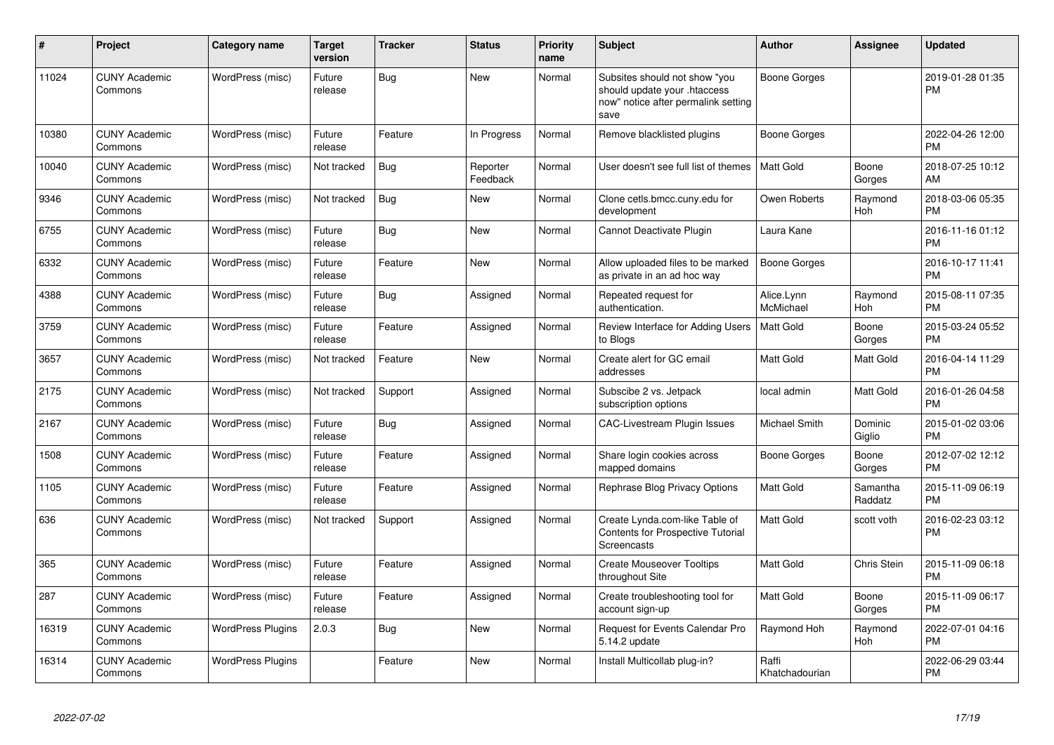| # | Project | Category name | Target version | Tracker | Status | Priority name | Subject | Author | Assignee | Updated |
|---|---|---|---|---|---|---|---|---|---|---|
| 11024 | CUNY Academic Commons | WordPress (misc) | Future release | Bug | New | Normal | Subsites should not show "you should update your .htaccess now" notice after permalink setting save | Boone Gorges | | 2019-01-28 01:35 PM |
| 10380 | CUNY Academic Commons | WordPress (misc) | Future release | Feature | In Progress | Normal | Remove blacklisted plugins | Boone Gorges | | 2022-04-26 12:00 PM |
| 10040 | CUNY Academic Commons | WordPress (misc) | Not tracked | Bug | Reporter Feedback | Normal | User doesn't see full list of themes | Matt Gold | Boone Gorges | 2018-07-25 10:12 AM |
| 9346 | CUNY Academic Commons | WordPress (misc) | Not tracked | Bug | New | Normal | Clone cetls.bmcc.cuny.edu for development | Owen Roberts | Raymond Hoh | 2018-03-06 05:35 PM |
| 6755 | CUNY Academic Commons | WordPress (misc) | Future release | Bug | New | Normal | Cannot Deactivate Plugin | Laura Kane | | 2016-11-16 01:12 PM |
| 6332 | CUNY Academic Commons | WordPress (misc) | Future release | Feature | New | Normal | Allow uploaded files to be marked as private in an ad hoc way | Boone Gorges | | 2016-10-17 11:41 PM |
| 4388 | CUNY Academic Commons | WordPress (misc) | Future release | Bug | Assigned | Normal | Repeated request for authentication. | Alice.Lynn McMichael | Raymond Hoh | 2015-08-11 07:35 PM |
| 3759 | CUNY Academic Commons | WordPress (misc) | Future release | Feature | Assigned | Normal | Review Interface for Adding Users to Blogs | Matt Gold | Boone Gorges | 2015-03-24 05:52 PM |
| 3657 | CUNY Academic Commons | WordPress (misc) | Not tracked | Feature | New | Normal | Create alert for GC email addresses | Matt Gold | Matt Gold | 2016-04-14 11:29 PM |
| 2175 | CUNY Academic Commons | WordPress (misc) | Not tracked | Support | Assigned | Normal | Subscibe 2 vs. Jetpack subscription options | local admin | Matt Gold | 2016-01-26 04:58 PM |
| 2167 | CUNY Academic Commons | WordPress (misc) | Future release | Bug | Assigned | Normal | CAC-Livestream Plugin Issues | Michael Smith | Dominic Giglio | 2015-01-02 03:06 PM |
| 1508 | CUNY Academic Commons | WordPress (misc) | Future release | Feature | Assigned | Normal | Share login cookies across mapped domains | Boone Gorges | Boone Gorges | 2012-07-02 12:12 PM |
| 1105 | CUNY Academic Commons | WordPress (misc) | Future release | Feature | Assigned | Normal | Rephrase Blog Privacy Options | Matt Gold | Samantha Raddatz | 2015-11-09 06:19 PM |
| 636 | CUNY Academic Commons | WordPress (misc) | Not tracked | Support | Assigned | Normal | Create Lynda.com-like Table of Contents for Prospective Tutorial Screencasts | Matt Gold | scott voth | 2016-02-23 03:12 PM |
| 365 | CUNY Academic Commons | WordPress (misc) | Future release | Feature | Assigned | Normal | Create Mouseover Tooltips throughout Site | Matt Gold | Chris Stein | 2015-11-09 06:18 PM |
| 287 | CUNY Academic Commons | WordPress (misc) | Future release | Feature | Assigned | Normal | Create troubleshooting tool for account sign-up | Matt Gold | Boone Gorges | 2015-11-09 06:17 PM |
| 16319 | CUNY Academic Commons | WordPress Plugins | 2.0.3 | Bug | New | Normal | Request for Events Calendar Pro 5.14.2 update | Raymond Hoh | Raymond Hoh | 2022-07-01 04:16 PM |
| 16314 | CUNY Academic Commons | WordPress Plugins | | Feature | New | Normal | Install Multicollab plug-in? | Raffi Khatchadourian | | 2022-06-29 03:44 PM |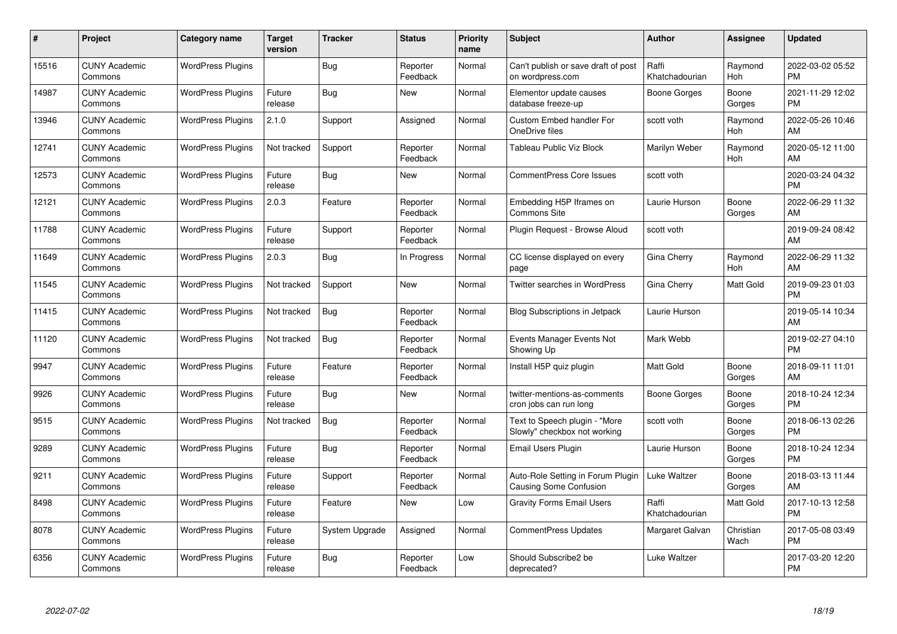| # | Project | Category name | Target version | Tracker | Status | Priority name | Subject | Author | Assignee | Updated |
|---|---|---|---|---|---|---|---|---|---|---|
| 15516 | CUNY Academic Commons | WordPress Plugins | | Bug | Reporter Feedback | Normal | Can't publish or save draft of post on wordpress.com | Raffi Khatchadourian | Raymond Hoh | 2022-03-02 05:52 PM |
| 14987 | CUNY Academic Commons | WordPress Plugins | Future release | Bug | New | Normal | Elementor update causes database freeze-up | Boone Gorges | Boone Gorges | 2021-11-29 12:02 PM |
| 13946 | CUNY Academic Commons | WordPress Plugins | 2.1.0 | Support | Assigned | Normal | Custom Embed handler For OneDrive files | scott voth | Raymond Hoh | 2022-05-26 10:46 AM |
| 12741 | CUNY Academic Commons | WordPress Plugins | Not tracked | Support | Reporter Feedback | Normal | Tableau Public Viz Block | Marilyn Weber | Raymond Hoh | 2020-05-12 11:00 AM |
| 12573 | CUNY Academic Commons | WordPress Plugins | Future release | Bug | New | Normal | CommentPress Core Issues | scott voth | | 2020-03-24 04:32 PM |
| 12121 | CUNY Academic Commons | WordPress Plugins | 2.0.3 | Feature | Reporter Feedback | Normal | Embedding H5P Iframes on Commons Site | Laurie Hurson | Boone Gorges | 2022-06-29 11:32 AM |
| 11788 | CUNY Academic Commons | WordPress Plugins | Future release | Support | Reporter Feedback | Normal | Plugin Request - Browse Aloud | scott voth | | 2019-09-24 08:42 AM |
| 11649 | CUNY Academic Commons | WordPress Plugins | 2.0.3 | Bug | In Progress | Normal | CC license displayed on every page | Gina Cherry | Raymond Hoh | 2022-06-29 11:32 AM |
| 11545 | CUNY Academic Commons | WordPress Plugins | Not tracked | Support | New | Normal | Twitter searches in WordPress | Gina Cherry | Matt Gold | 2019-09-23 01:03 PM |
| 11415 | CUNY Academic Commons | WordPress Plugins | Not tracked | Bug | Reporter Feedback | Normal | Blog Subscriptions in Jetpack | Laurie Hurson | | 2019-05-14 10:34 AM |
| 11120 | CUNY Academic Commons | WordPress Plugins | Not tracked | Bug | Reporter Feedback | Normal | Events Manager Events Not Showing Up | Mark Webb | | 2019-02-27 04:10 PM |
| 9947 | CUNY Academic Commons | WordPress Plugins | Future release | Feature | Reporter Feedback | Normal | Install H5P quiz plugin | Matt Gold | Boone Gorges | 2018-09-11 11:01 AM |
| 9926 | CUNY Academic Commons | WordPress Plugins | Future release | Bug | New | Normal | twitter-mentions-as-comments cron jobs can run long | Boone Gorges | Boone Gorges | 2018-10-24 12:34 PM |
| 9515 | CUNY Academic Commons | WordPress Plugins | Not tracked | Bug | Reporter Feedback | Normal | Text to Speech plugin - "More Slowly" checkbox not working | scott voth | Boone Gorges | 2018-06-13 02:26 PM |
| 9289 | CUNY Academic Commons | WordPress Plugins | Future release | Bug | Reporter Feedback | Normal | Email Users Plugin | Laurie Hurson | Boone Gorges | 2018-10-24 12:34 PM |
| 9211 | CUNY Academic Commons | WordPress Plugins | Future release | Support | Reporter Feedback | Normal | Auto-Role Setting in Forum Plugin Causing Some Confusion | Luke Waltzer | Boone Gorges | 2018-03-13 11:44 AM |
| 8498 | CUNY Academic Commons | WordPress Plugins | Future release | Feature | New | Low | Gravity Forms Email Users | Raffi Khatchadourian | Matt Gold | 2017-10-13 12:58 PM |
| 8078 | CUNY Academic Commons | WordPress Plugins | Future release | System Upgrade | Assigned | Normal | CommentPress Updates | Margaret Galvan | Christian Wach | 2017-05-08 03:49 PM |
| 6356 | CUNY Academic Commons | WordPress Plugins | Future release | Bug | Reporter Feedback | Low | Should Subscribe2 be deprecated? | Luke Waltzer | | 2017-03-20 12:20 PM |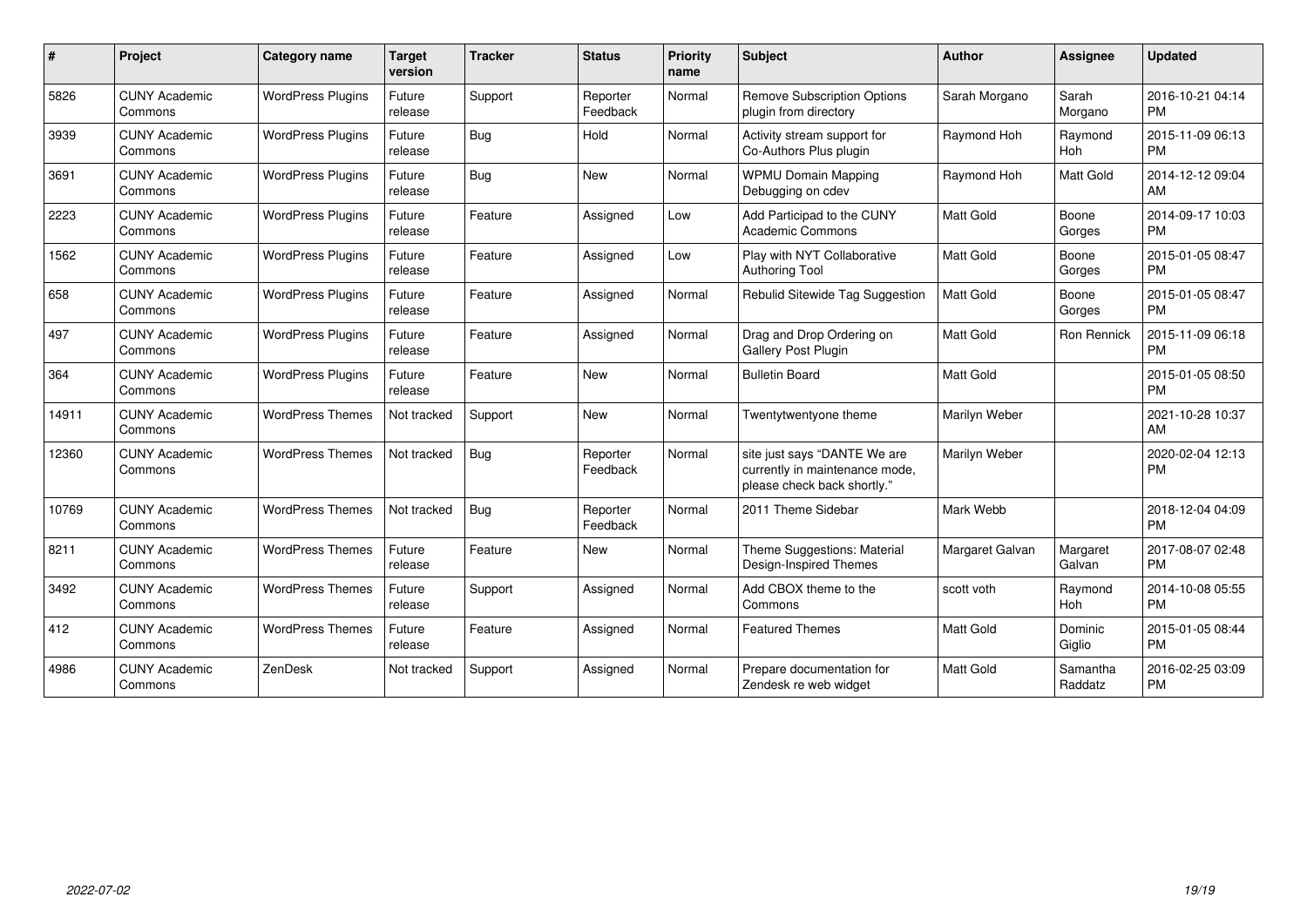| # | Project | Category name | Target version | Tracker | Status | Priority name | Subject | Author | Assignee | Updated |
|---|---|---|---|---|---|---|---|---|---|---|
| 5826 | CUNY Academic Commons | WordPress Plugins | Future release | Support | Reporter Feedback | Normal | Remove Subscription Options plugin from directory | Sarah Morgano | Sarah Morgano | 2016-10-21 04:14 PM |
| 3939 | CUNY Academic Commons | WordPress Plugins | Future release | Bug | Hold | Normal | Activity stream support for Co-Authors Plus plugin | Raymond Hoh | Raymond Hoh | 2015-11-09 06:13 PM |
| 3691 | CUNY Academic Commons | WordPress Plugins | Future release | Bug | New | Normal | WPMU Domain Mapping Debugging on cdev | Raymond Hoh | Matt Gold | 2014-12-12 09:04 AM |
| 2223 | CUNY Academic Commons | WordPress Plugins | Future release | Feature | Assigned | Low | Add Participad to the CUNY Academic Commons | Matt Gold | Boone Gorges | 2014-09-17 10:03 PM |
| 1562 | CUNY Academic Commons | WordPress Plugins | Future release | Feature | Assigned | Low | Play with NYT Collaborative Authoring Tool | Matt Gold | Boone Gorges | 2015-01-05 08:47 PM |
| 658 | CUNY Academic Commons | WordPress Plugins | Future release | Feature | Assigned | Normal | Rebulid Sitewide Tag Suggestion | Matt Gold | Boone Gorges | 2015-01-05 08:47 PM |
| 497 | CUNY Academic Commons | WordPress Plugins | Future release | Feature | Assigned | Normal | Drag and Drop Ordering on Gallery Post Plugin | Matt Gold | Ron Rennick | 2015-11-09 06:18 PM |
| 364 | CUNY Academic Commons | WordPress Plugins | Future release | Feature | New | Normal | Bulletin Board | Matt Gold | | 2015-01-05 08:50 PM |
| 14911 | CUNY Academic Commons | WordPress Themes | Not tracked | Support | New | Normal | Twentytwentyone theme | Marilyn Weber | | 2021-10-28 10:37 AM |
| 12360 | CUNY Academic Commons | WordPress Themes | Not tracked | Bug | Reporter Feedback | Normal | site just says "DANTE We are currently in maintenance mode, please check back shortly." | Marilyn Weber | | 2020-02-04 12:13 PM |
| 10769 | CUNY Academic Commons | WordPress Themes | Not tracked | Bug | Reporter Feedback | Normal | 2011 Theme Sidebar | Mark Webb | | 2018-12-04 04:09 PM |
| 8211 | CUNY Academic Commons | WordPress Themes | Future release | Feature | New | Normal | Theme Suggestions: Material Design-Inspired Themes | Margaret Galvan | Margaret Galvan | 2017-08-07 02:48 PM |
| 3492 | CUNY Academic Commons | WordPress Themes | Future release | Support | Assigned | Normal | Add CBOX theme to the Commons | scott voth | Raymond Hoh | 2014-10-08 05:55 PM |
| 412 | CUNY Academic Commons | WordPress Themes | Future release | Feature | Assigned | Normal | Featured Themes | Matt Gold | Dominic Giglio | 2015-01-05 08:44 PM |
| 4986 | CUNY Academic Commons | ZenDesk | Not tracked | Support | Assigned | Normal | Prepare documentation for Zendesk re web widget | Matt Gold | Samantha Raddatz | 2016-02-25 03:09 PM |